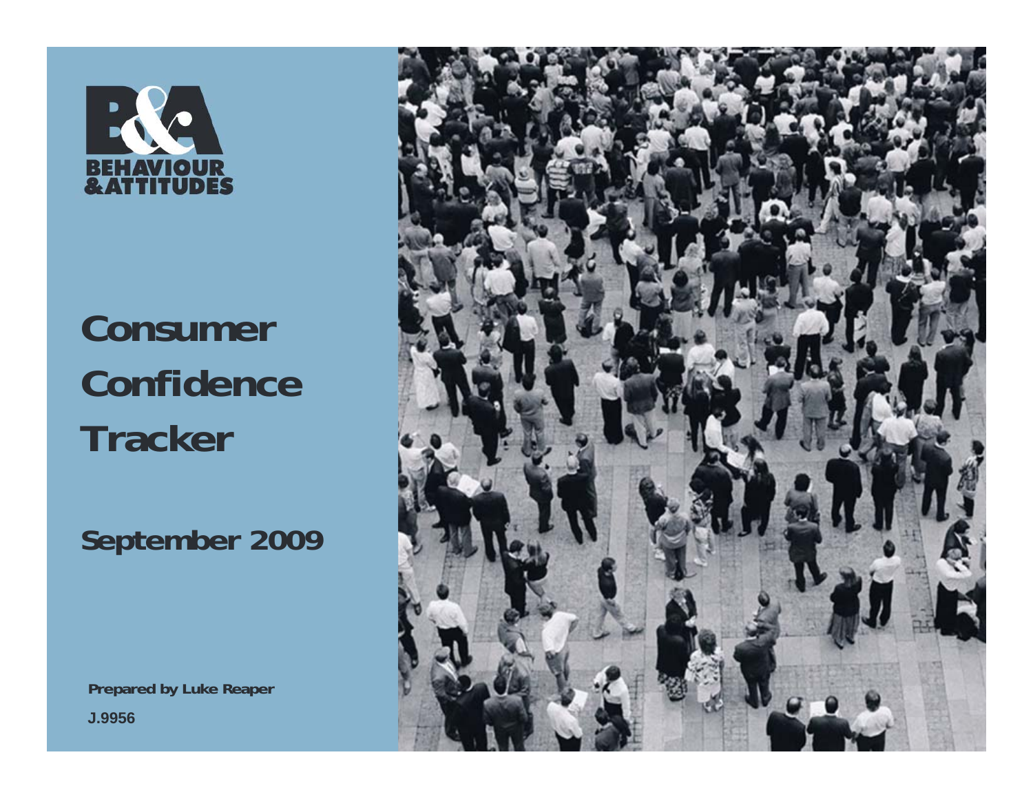BEHAVIOUR &ATTITUDES

# Consumer Confidence Tracker

## September 2009

**Prepared by Luke Reaper**

**J.9956**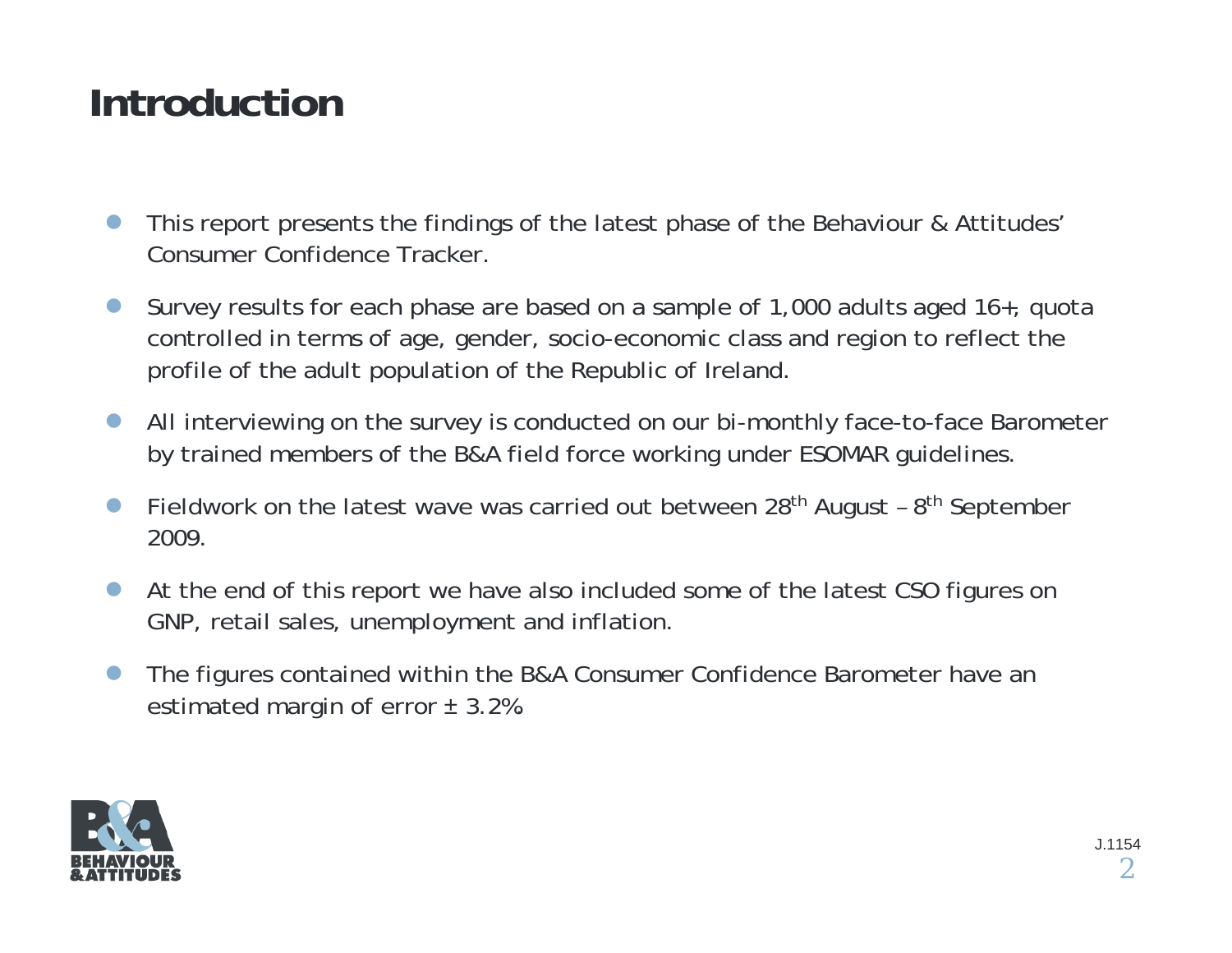# Introduction

- This report presents the findings of the latest phase of the Behaviour & Attitudes' Consumer Confidence Tracker.
- Survey results for each phase are based on a sample of 1,000 adults aged 16+, quota controlled in terms of age, gender, socio-economic class and region to reflect the profile of the adult population of the Republic of Ireland.
- All interviewing on the survey is conducted on our bi-monthly face-to-face Barometer by trained members of the B&A field force working under ESOMAR guidelines.
- Fieldwork on the latest wave was carried out between 28th August – 8th September 2009.
- At the end of this report we have also included some of the latest CSO figures on GNP, retail sales, unemployment and inflation.
- The figures contained within the B&A Consumer Confidence Barometer have an estimated margin of error ± 3.2%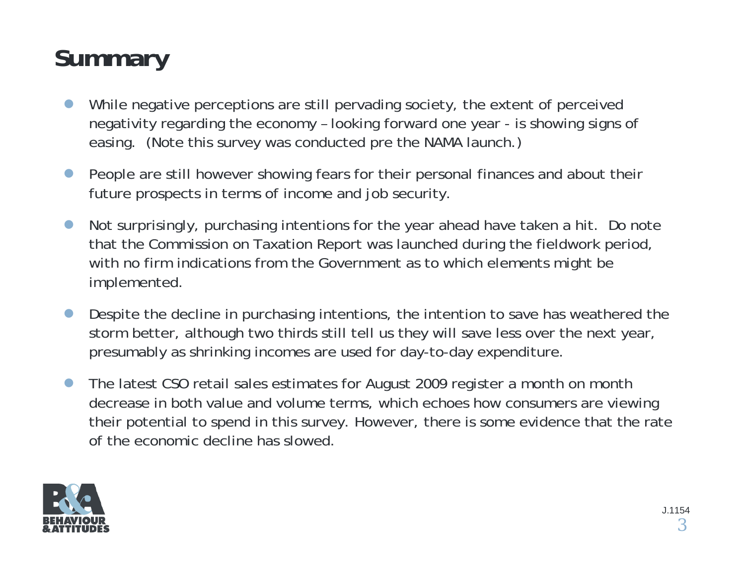# Summary

- While negative perceptions are still pervading society, the extent of perceived negativity regarding the economy – looking forward one year - is showing signs of easing. (Note this survey was conducted pre the NAMA launch.)
- People are still however showing fears for their personal finances and about their future prospects in terms of income and job security.
- Not surprisingly, purchasing intentions for the year ahead have taken a hit. Do note that the Commission on Taxation Report was launched during the fieldwork period, with no firm indications from the Government as to which elements might be implemented.
- Despite the decline in purchasing intentions, the intention to save has weathered the storm better, although two thirds still tell us they will save less over the next year, presumably as shrinking incomes are used for day-to-day expenditure.
- The latest CSO retail sales estimates for August 2009 register a month on month decrease in both value and volume terms, which echoes how consumers are viewing their potential to spend in this survey. However, there is some evidence that the rate of the economic decline has slowed.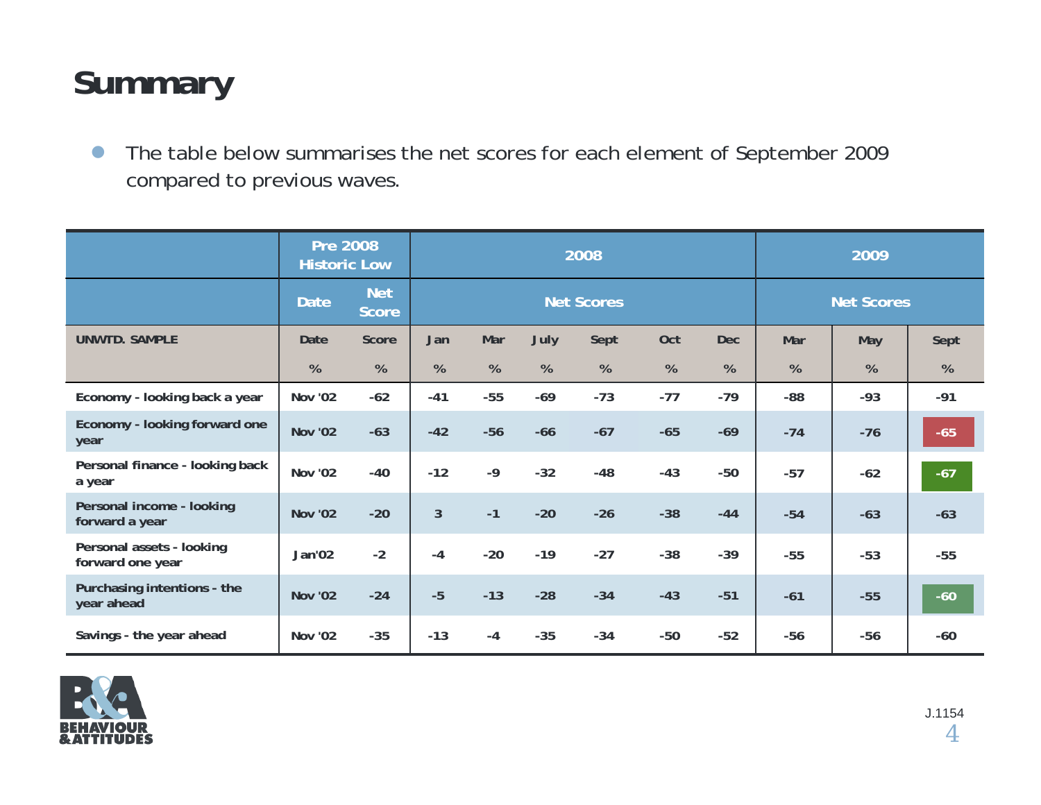# Summary

- The table below summarises the net scores for each element of September 2009 compared to previous waves.

| | Pre 2008 Historic Low | | 2008 | | | | | | 2009 | | |
|---|---|---|---|---|---|---|---|---|---|---|---|
| | Date | Net Score | Net Scores | | | | | | Net Scores | | |
| UNWTD. SAMPLE | Date | Score | Jan | Mar | July | Sept | Oct | Dec | Mar | May | Sept |
| | % | % | % | % | % | % | % | % | % | % | % |
| Economy - looking back a year | Nov '02 | -62 | -41 | -55 | -69 | -73 | -77 | -79 | -88 | -93 | -91 |
| Economy - looking forward one year | Nov '02 | -63 | -42 | -56 | -66 | -67 | -65 | -69 | -74 | -76 | -65 |
| Personal finance - looking back a year | Nov '02 | -40 | -12 | -9 | -32 | -48 | -43 | -50 | -57 | -62 | -67 |
| Personal income - looking forward a year | Nov '02 | -20 | 3 | -1 | -20 | -26 | -38 | -44 | -54 | -63 | -63 |
| Personal assets - looking forward one year | Jan'02 | -2 | -4 | -20 | -19 | -27 | -38 | -39 | -55 | -53 | -55 |
| Purchasing intentions - the year ahead | Nov '02 | -24 | -5 | -13 | -28 | -34 | -43 | -51 | -61 | -55 | -60 |
| Savings - the year ahead | Nov '02 | -35 | -13 | -4 | -35 | -34 | -50 | -52 | -56 | -56 | -60 |

BEHAVIOUR & ATTITUDES

J.1154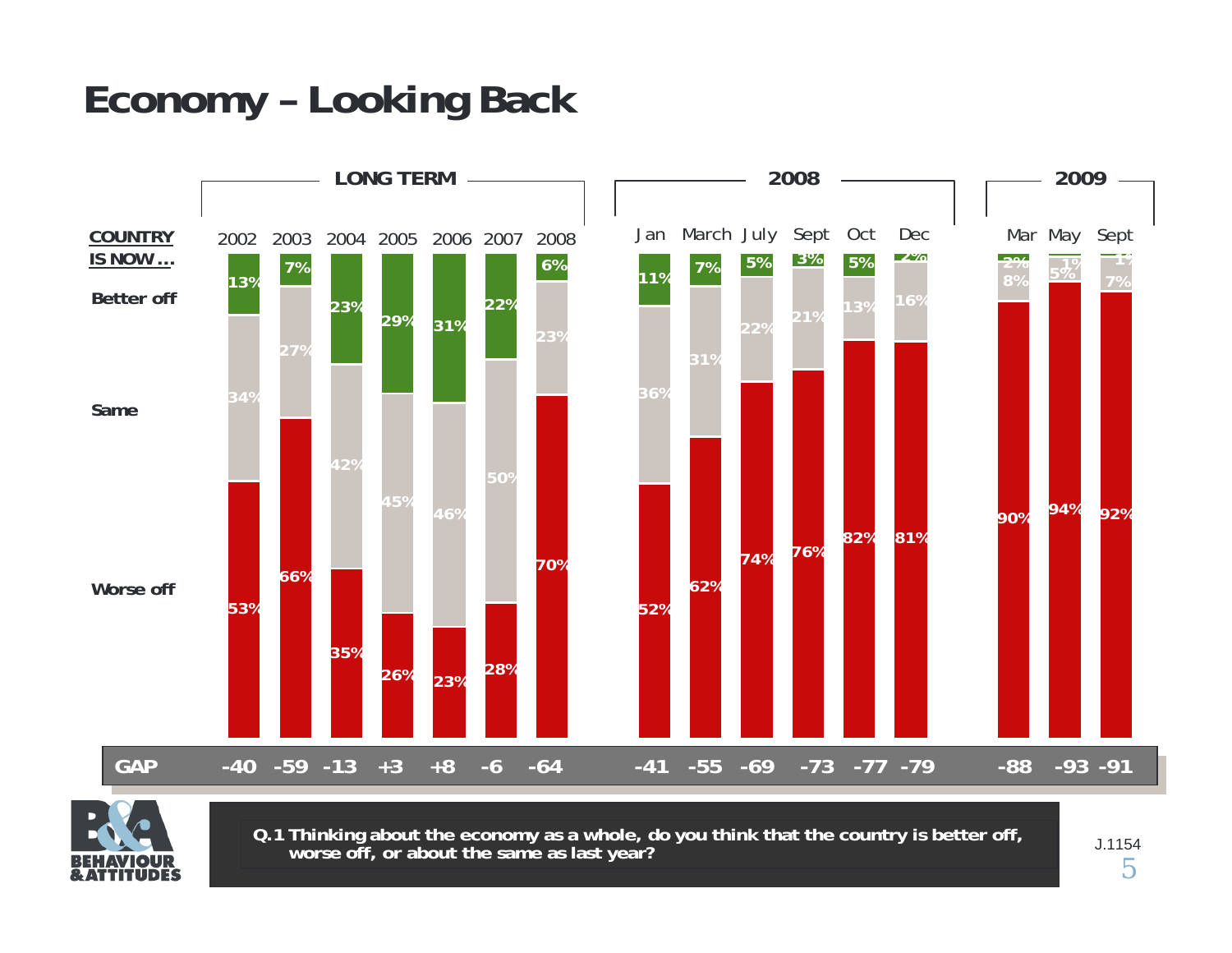# Economy – Looking Back

**COUNTRY IS NOW…**

| | LONG TERM | | | | | | | 2008 | | | | | | 2009 | | |
|---|---|---|---|---|---|---|---|---|---|---|---|---|---|---|---|---|
| | 2002 | 2003 | 2004 | 2005 | 2006 | 2007 | 2008 | Jan | March | July | Sept | Oct | Dec | Mar | May | Sept |
| Better off | 13% | 7% | 23% | 29% | 31% | 22% | 6% | 11% | 7% | 5% | 3% | 5% | 2% | 2% | 1% | 1% |
| Same | 34% | 27% | 42% | 45% | 46% | 50% | 23% | 36% | 31% | 22% | 21% | 13% | 16% | 8% | 5% | 7% |
| Worse off | 53% | 66% | 35% | 26% | 23% | 28% | 70% | 52% | 62% | 74% | 76% | 82% | 81% | 90% | 94% | 92% |
| GAP | -40 | -59 | -13 | +3 | +8 | -6 | -64 | -41 | -55 | -69 | -73 | -77 | -79 | -88 | -93 | -91 |

**Q.1 Thinking about the economy as a whole, do you think that the country is better off, worse off, or about the same as last year?**

J.1154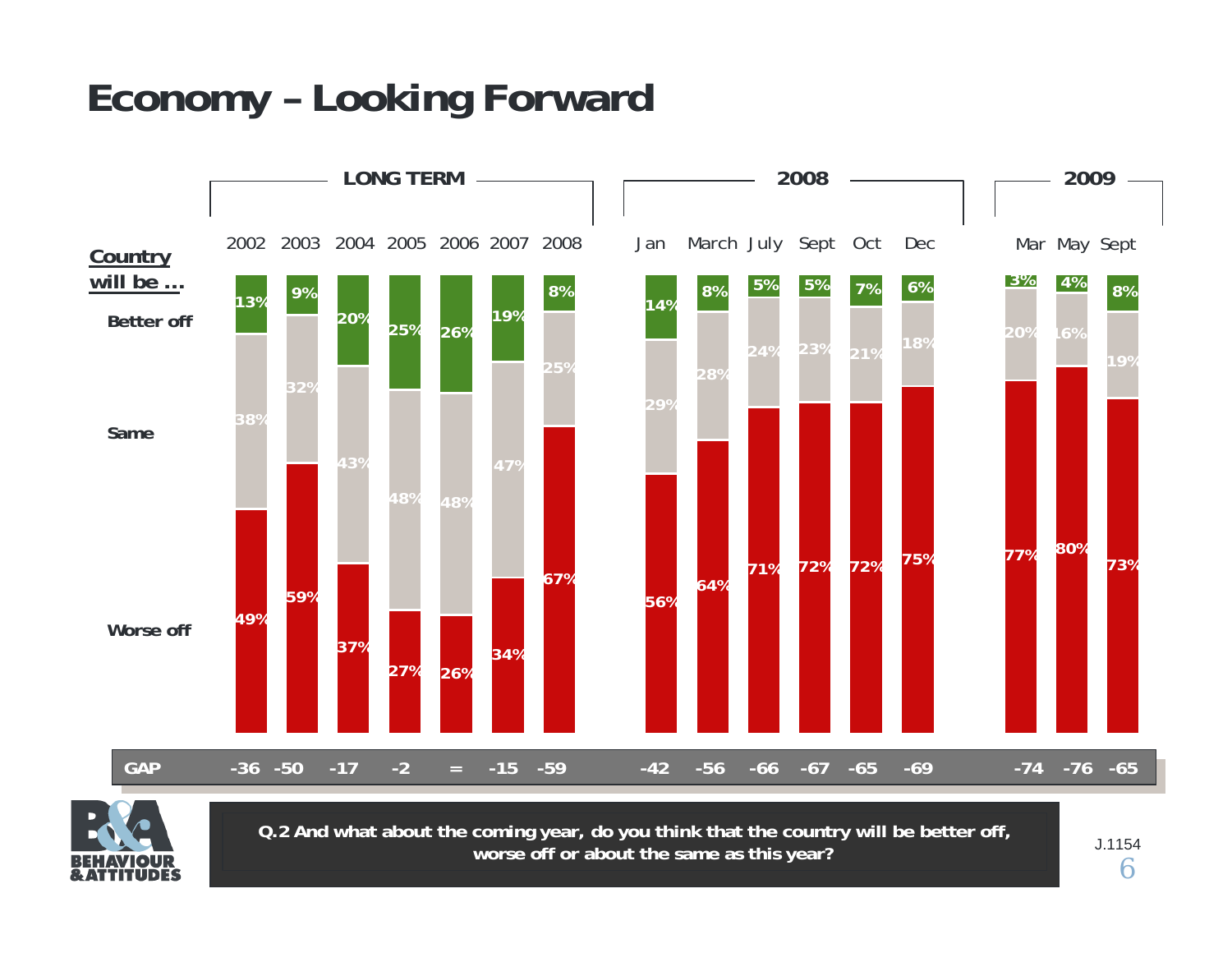# Economy – Looking Forward

**Country will be ...**

| | LONG TERM | | | | | | | 2008 | | | | | | 2009 | | |
|---|---|---|---|---|---|---|---|---|---|---|---|---|---|---|---|---|
| | 2002 | 2003 | 2004 | 2005 | 2006 | 2007 | 2008 | Jan | March | July | Sept | Oct | Dec | Mar | May | Sept |
| Better off | 13% | 9% | 20% | 25% | 26% | 19% | 8% | 14% | 8% | 5% | 5% | 7% | 6% | 3% | 4% | 8% |
| Same | 38% | 32% | 43% | 48% | 48% | 47% | 25% | 29% | 28% | 24% | 23% | 21% | 18% | 20% | 16% | 19% |
| Worse off | 49% | 59% | 37% | 27% | 26% | 34% | 67% | 56% | 64% | 71% | 72% | 72% | 75% | 77% | 80% | 73% |
| GAP | -36 | -50 | -17 | -2 | = | -15 | -59 | -42 | -56 | -66 | -67 | -65 | -69 | -74 | -76 | -65 |

**Q.2 And what about the coming year, do you think that the country will be better off, worse off or about the same as this year?**

J.1154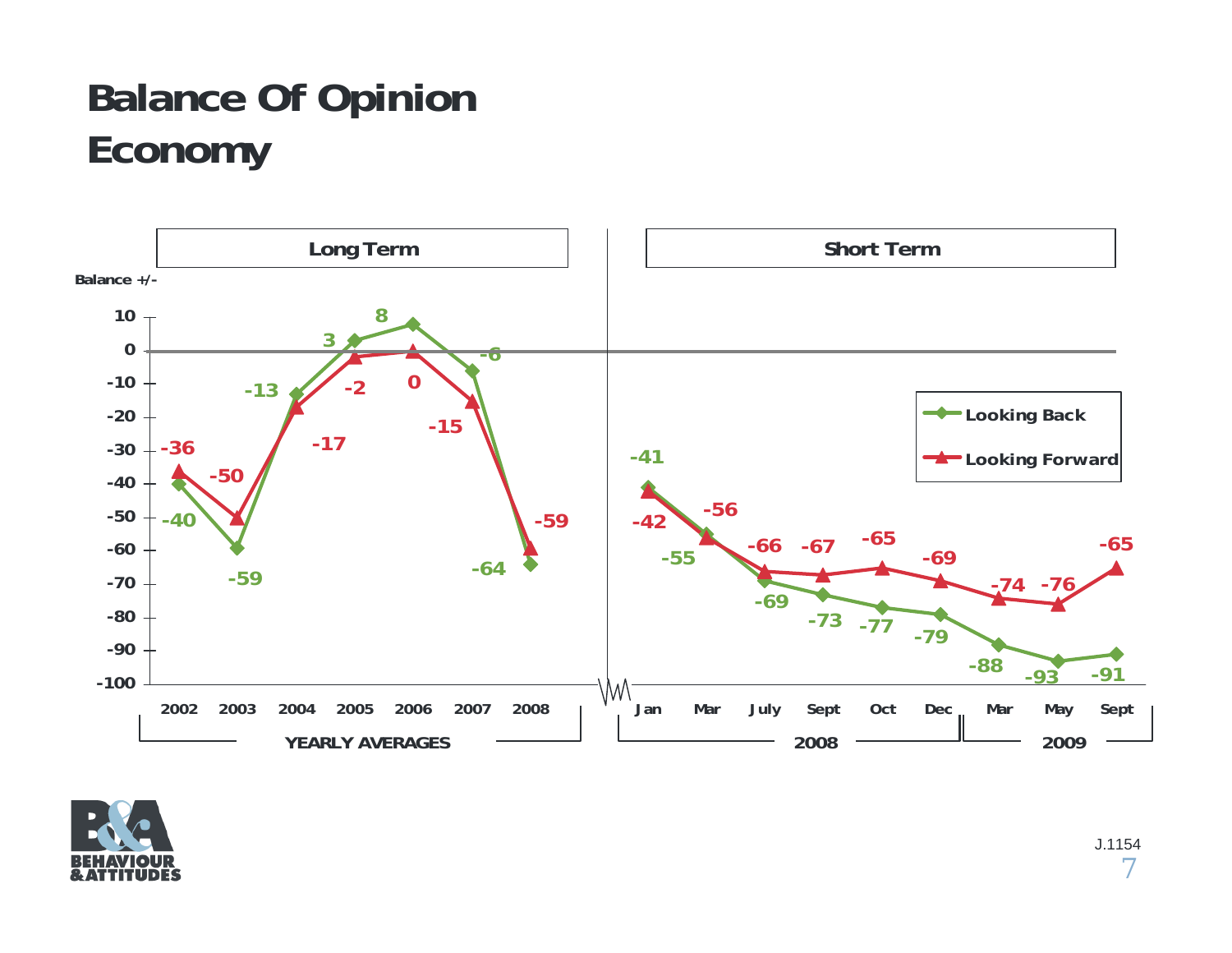# Balance Of Opinion

# Economy

**Long Term** | **Short Term**

Balance +/-

| Period | Looking Back | Looking Forward |
|---|---|---|
| 2002 | -40 | -36 |
| 2003 | -59 | -50 |
| 2004 | -13 | -17 |
| 2005 | 3 | -2 |
| 2006 | 8 | 0 |
| 2007 | -6 | -15 |
| 2008 | -64 | -59 |
| Jan 2008 | -41 | -42 |
| Mar 2008 | -55 | -56 |
| July 2008 | -69 | -66 |
| Sept 2008 | -73 | -67 |
| Oct 2008 | -77 | -65 |
| Dec 2008 | -79 | -69 |
| Mar 2009 | -88 | -74 |
| May 2009 | -93 | -76 |
| Sept 2009 | -91 | -65 |

YEARLY AVERAGES (2002–2008) | 2008 | 2009

J.1154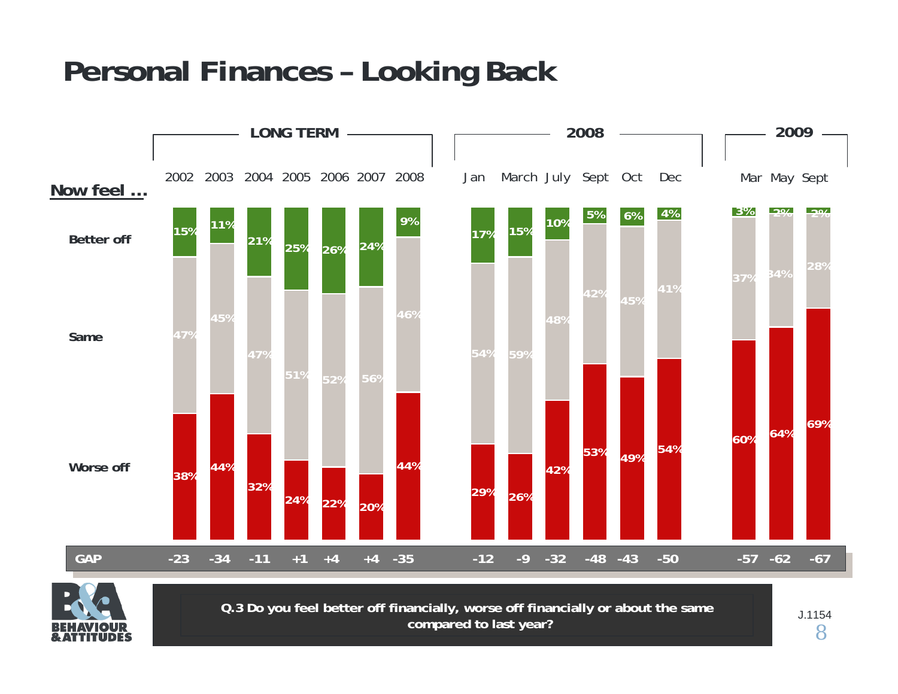# Personal Finances – Looking Back

| Now feel ... | LONG TERM | | | | | | | 2008 | | | | | | 2009 | | |
|---|---|---|---|---|---|---|---|---|---|---|---|---|---|---|---|---|
| | 2002 | 2003 | 2004 | 2005 | 2006 | 2007 | 2008 | Jan | March | July | Sept | Oct | Dec | Mar | May | Sept |
| Better off | 15% | 11% | 21% | 25% | 26% | 24% | 9% | 17% | 15% | 10% | 5% | 6% | 4% | 3% | 2% | 2% |
| Same | 47% | 45% | 47% | 51% | 52% | 56% | 46% | 54% | 59% | 48% | 42% | 45% | 41% | 37% | 34% | 28% |
| Worse off | 38% | 44% | 32% | 24% | 22% | 20% | 44% | 29% | 26% | 42% | 53% | 49% | 54% | 60% | 64% | 69% |
| GAP | -23 | -34 | -11 | +1 | +4 | +4 | -35 | -12 | -9 | -32 | -48 | -43 | -50 | -57 | -62 | -67 |

**Q.3 Do you feel better off financially, worse off financially or about the same compared to last year?**

J.1154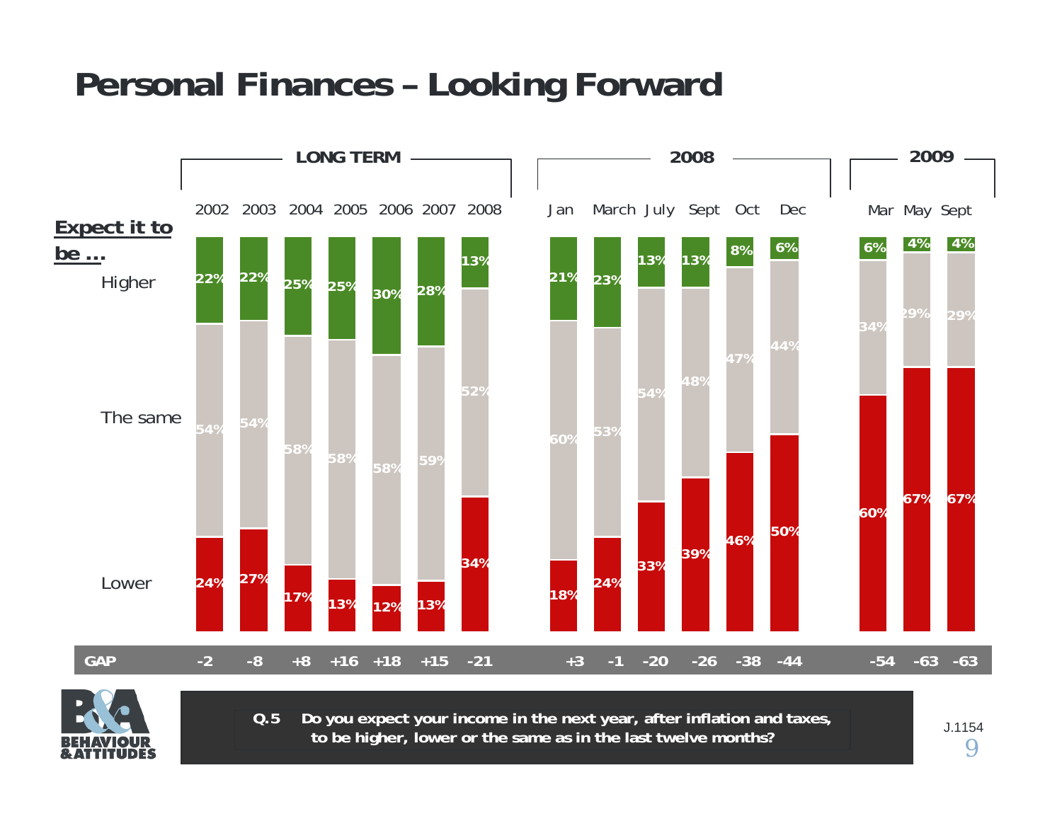# Personal Finances – Looking Forward

| Expect it to be … | 2002 | 2003 | 2004 | 2005 | 2006 | 2007 | 2008 | Jan 2008 | March 2008 | July 2008 | Sept 2008 | Oct 2008 | Dec 2008 | Mar 2009 | May 2009 | Sept 2009 |
|---|---|---|---|---|---|---|---|---|---|---|---|---|---|---|---|---|
| Higher | 22% | 22% | 25% | 25% | 30% | 28% | 13% | 21% | 23% | 13% | 13% | 8% | 6% | 6% | 4% | 4% |
| The same | 54% | 54% | 58% | 58% | 58% | 59% | 52% | 60% | 53% | 54% | 48% | 47% | 44% | 34% | 29% | 29% |
| Lower | 24% | 27% | 17% | 13% | 12% | 13% | 34% | 18% | 24% | 33% | 39% | 46% | 50% | 60% | 67% | 67% |
| GAP | -2 | -8 | +8 | +16 | +18 | +15 | -21 | +3 | -1 | -20 | -26 | -38 | -44 | -54 | -63 | -63 |

(2002–2008: LONG TERM)

**Q.5 Do you expect your income in the next year, after inflation and taxes, to be higher, lower or the same as in the last twelve months?**

BEHAVIOUR & ATTITUDES

J.1154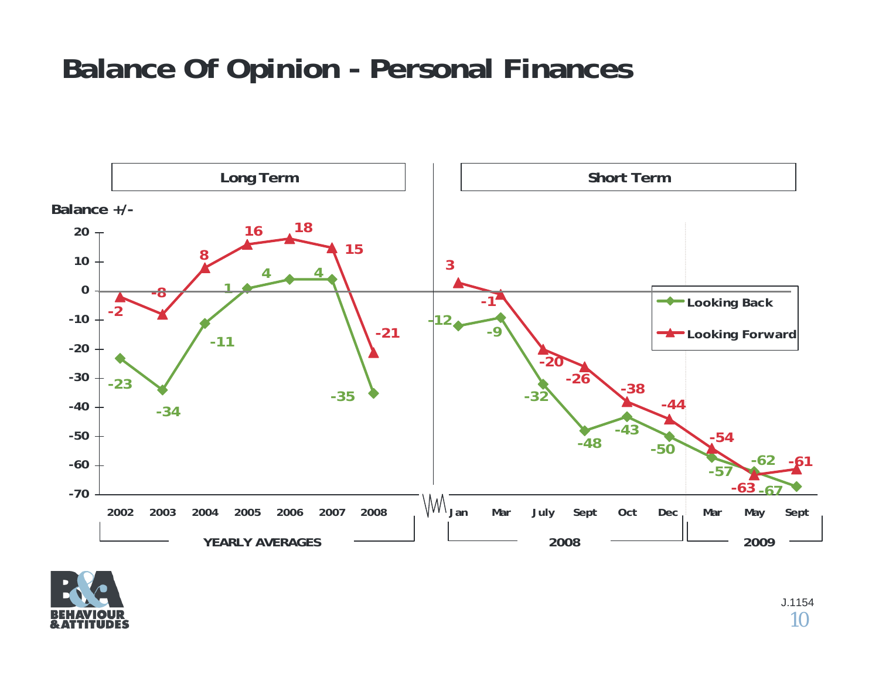# Balance Of Opinion - Personal Finances

Balance +/-

| | Long Term | | | | | | | Short Term | | | | | | | | |
|---|---|---|---|---|---|---|---|---|---|---|---|---|---|---|---|---|
| | YEARLY AVERAGES | | | | | | | 2008 | | | | | | 2009 | | |
| | 2002 | 2003 | 2004 | 2005 | 2006 | 2007 | 2008 | Jan | Mar | July | Sept | Oct | Dec | Mar | May | Sept |
| Looking Back | -23 | -34 | -11 | 1 | 4 | 4 | -35 | -12 | -9 | -32 | -48 | -43 | -50 | -57 | -62 | -67 |
| Looking Forward | -2 | -8 | 8 | 16 | 18 | 15 | -21 | 3 | -1 | -20 | -26 | -38 | -44 | -54 | -63 | -61 |

J.1154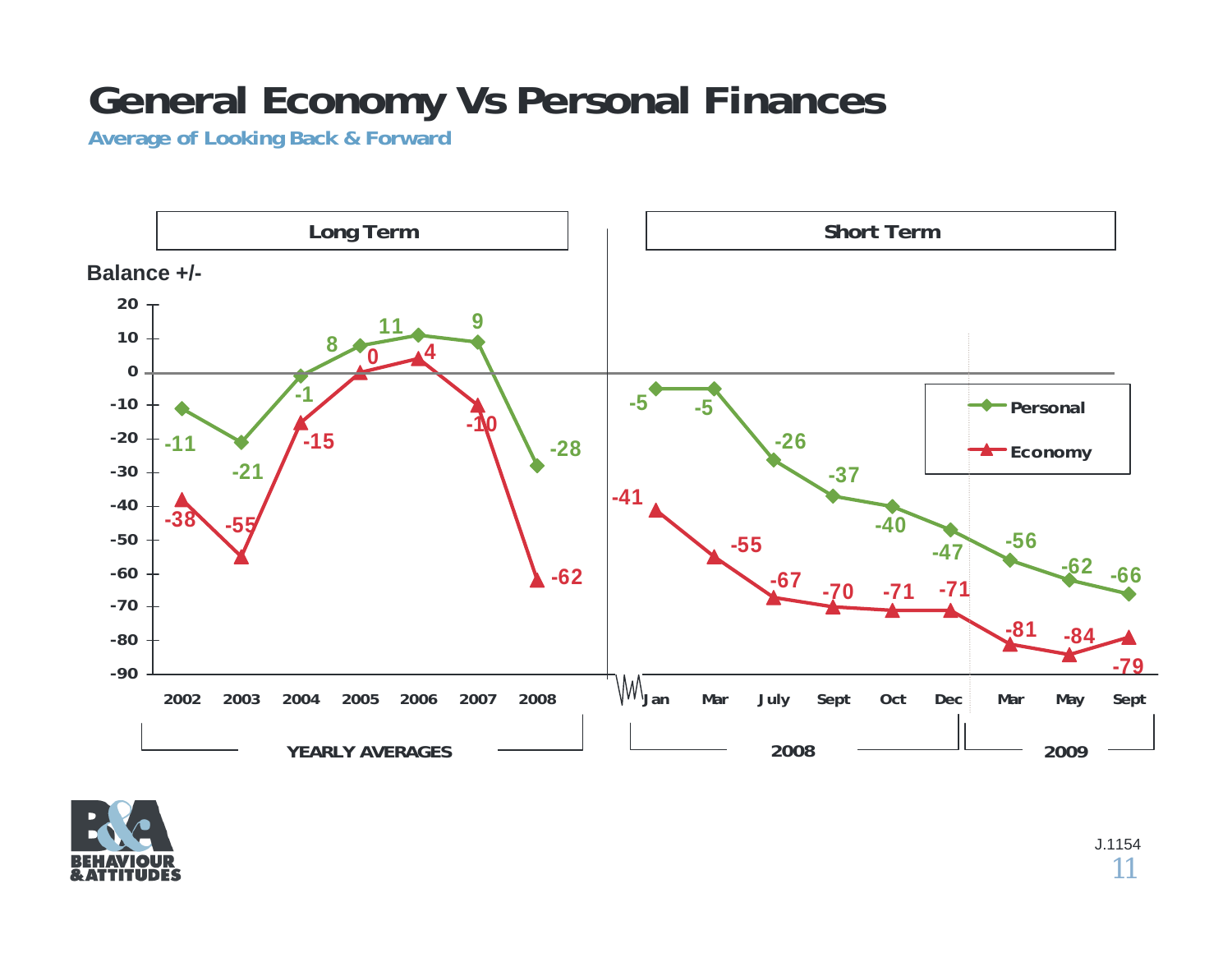# General Economy Vs Personal Finances

**Average of Looking Back & Forward**

**Long Term** — YEARLY AVERAGES (Balance +/-)

| | 2002 | 2003 | 2004 | 2005 | 2006 | 2007 | 2008 |
|---|---|---|---|---|---|---|---|
| Personal | -11 | -21 | -1 | 8 | 11 | 9 | -28 |
| Economy | -38 | -55 | -15 | 0 | 4 | -10 | -62 |

**Short Term** (Balance +/-)

| | Jan 2008 | Mar 2008 | July 2008 | Sept 2008 | Oct 2008 | Dec 2008 | Mar 2009 | May 2009 | Sept 2009 |
|---|---|---|---|---|---|---|---|---|---|
| Personal | -5 | -5 | -26 | -37 | -40 | -47 | -56 | -62 | -66 |
| Economy | -41 | -55 | -67 | -70 | -71 | -71 | -81 | -84 | -79 |

J.1154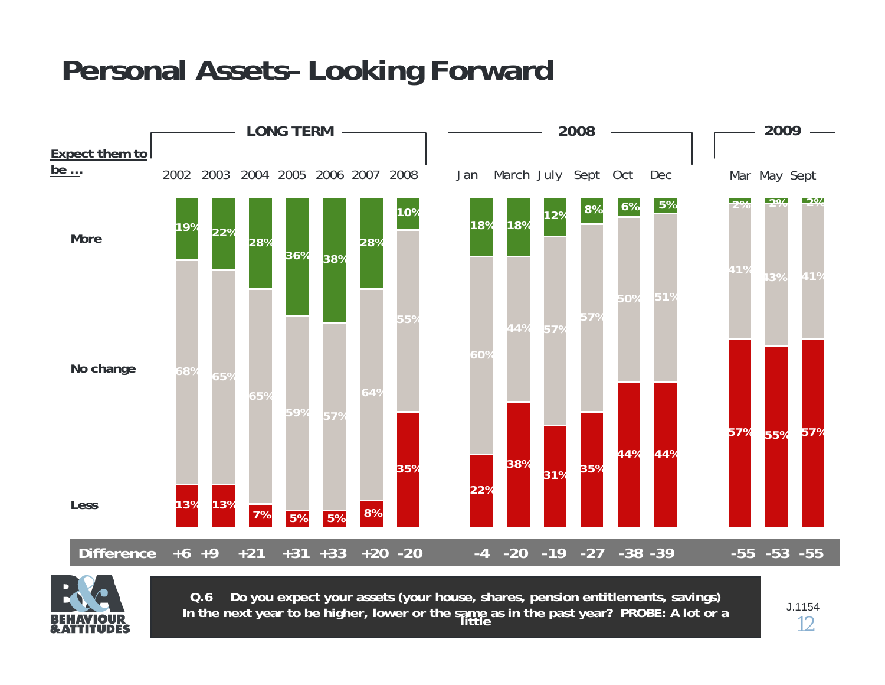# Personal Assets– Looking Forward

| Expect them to be ... | LONG TERM | | | | | | | 2008 | | | | | | 2009 | | |
|---|---|---|---|---|---|---|---|---|---|---|---|---|---|---|---|---|
| | 2002 | 2003 | 2004 | 2005 | 2006 | 2007 | 2008 | Jan | March | July | Sept | Oct | Dec | Mar | May | Sept |
| More | 19% | 22% | 28% | 36% | 38% | 28% | 10% | 18% | 18% | 12% | 8% | 6% | 5% | 2% | 2% | 2% |
| No change | 68% | 65% | 65% | 59% | 57% | 64% | 55% | 60% | 44% | 57% | 57% | 50% | 51% | 41% | 43% | 41% |
| Less | 13% | 13% | 7% | 5% | 5% | 8% | 35% | 22% | 38% | 31% | 35% | 44% | 44% | 57% | 55% | 57% |
| **Difference** | +6 | +9 | +21 | +31 | +33 | +20 | -20 | -4 | -20 | -19 | -27 | -38 | -39 | -55 | -53 | -55 |

**Q.6 Do you expect your assets (your house, shares, pension entitlements, savings) In the next year to be higher, lower or the same as in the past year? PROBE: A lot or a little**

J.1154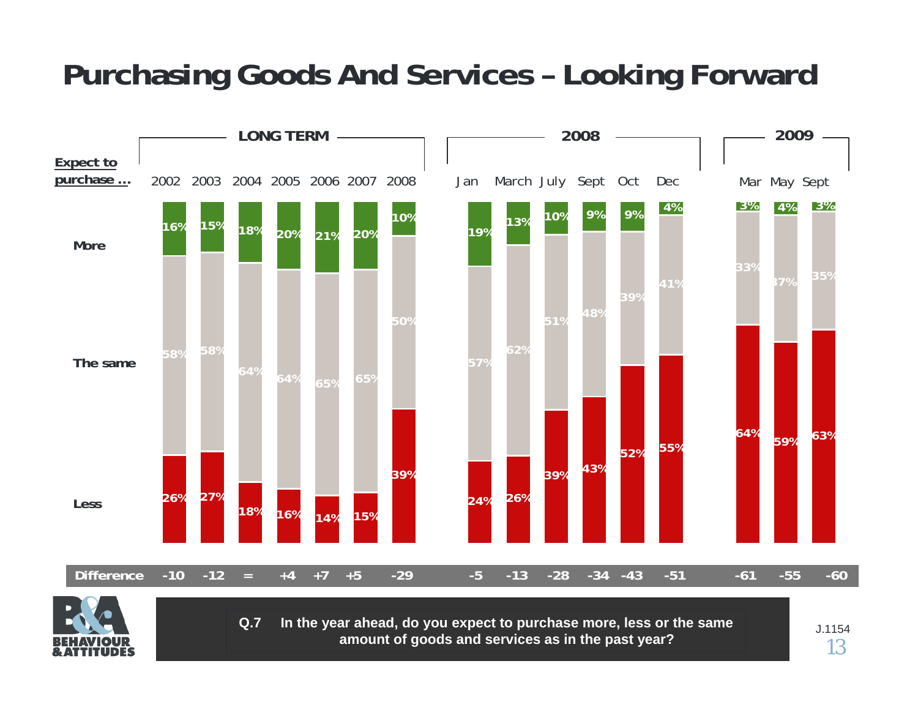# Purchasing Goods And Services – Looking Forward

| Expect to purchase ... | 2002 | 2003 | 2004 | 2005 | 2006 | 2007 | 2008 | Jan 2008 | March 2008 | July 2008 | Sept 2008 | Oct 2008 | Dec 2008 | Mar 2009 | May 2009 | Sept 2009 |
|---|---|---|---|---|---|---|---|---|---|---|---|---|---|---|---|---|
| More | 16% | 15% | 18% | 20% | 21% | 20% | 10% | 19% | 13% | 10% | 9% | 9% | 4% | 3% | 4% | 3% |
| The same | 58% | 58% | 64% | 64% | 65% | 65% | 50% | 57% | 62% | 51% | 48% | 39% | 41% | 33% | 37% | 35% |
| Less | 26% | 27% | 18% | 16% | 14% | 15% | 39% | 24% | 26% | 39% | 43% | 52% | 55% | 64% | 59% | 63% |
| Difference | -10 | -12 | = | +4 | +7 | +5 | -29 | -5 | -13 | -28 | -34 | -43 | -51 | -61 | -55 | -60 |

(2002–2008: LONG TERM)

**Q.7 In the year ahead, do you expect to purchase more, less or the same amount of goods and services as in the past year?**

BEHAVIOUR & ATTITUDES

J.1154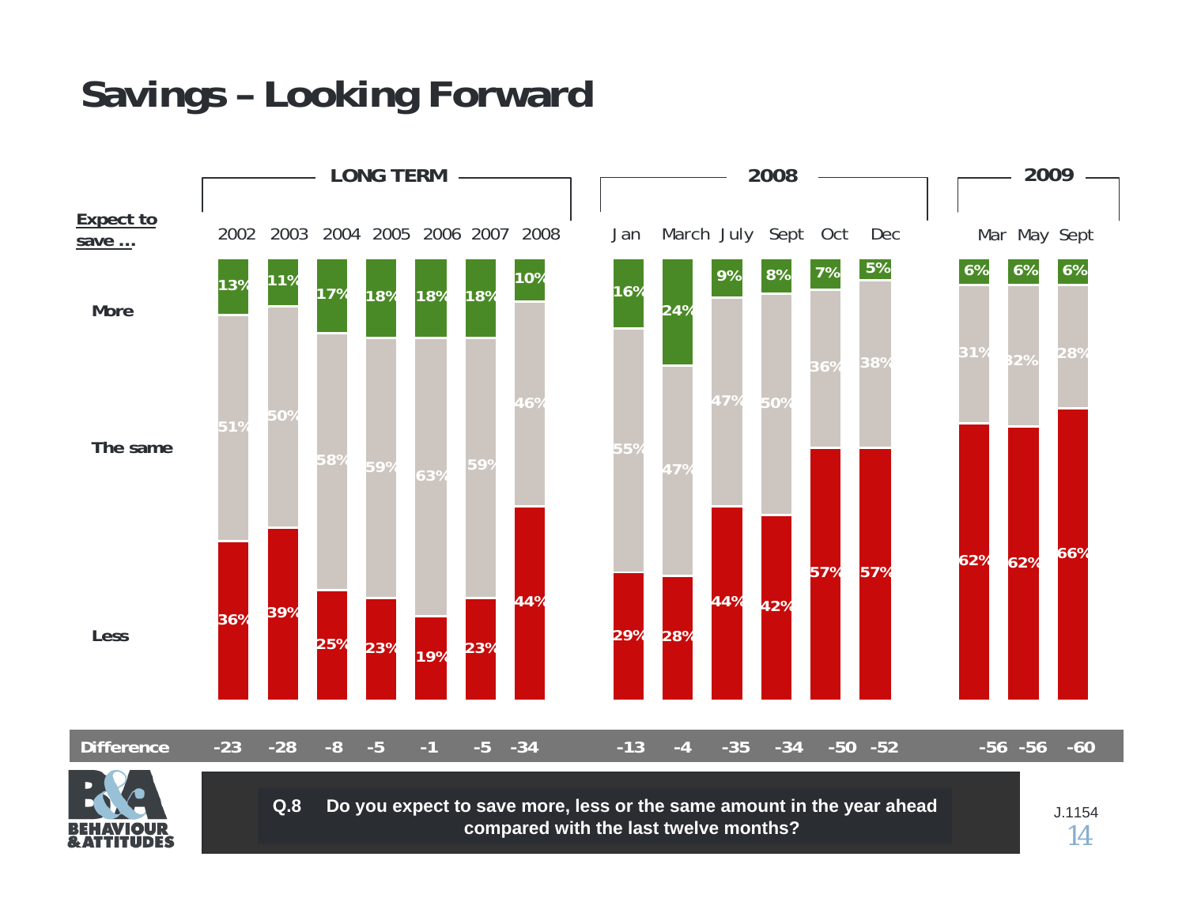# Savings – Looking Forward

| Expect to save ... | LONG TERM | | | | | | | 2008 | | | | | | 2009 | | |
|---|---|---|---|---|---|---|---|---|---|---|---|---|---|---|---|---|
| | 2002 | 2003 | 2004 | 2005 | 2006 | 2007 | 2008 | Jan | March | July | Sept | Oct | Dec | Mar | May | Sept |
| More | 13% | 11% | 17% | 18% | 18% | 18% | 10% | 16% | 24% | 9% | 8% | 7% | 5% | 6% | 6% | 6% |
| The same | 51% | 50% | 58% | 59% | 63% | 59% | 46% | 55% | 47% | 47% | 50% | 36% | 38% | 31% | 32% | 28% |
| Less | 36% | 39% | 25% | 23% | 19% | 23% | 44% | 29% | 28% | 44% | 42% | 57% | 57% | 62% | 62% | 66% |
| Difference | -23 | -28 | -8 | -5 | -1 | -5 | -34 | -13 | -4 | -35 | -34 | -50 | -52 | -56 | -56 | -60 |

**Q.8 Do you expect to save more, less or the same amount in the year ahead compared with the last twelve months?**

BEHAVIOUR & ATTITUDES

J.1154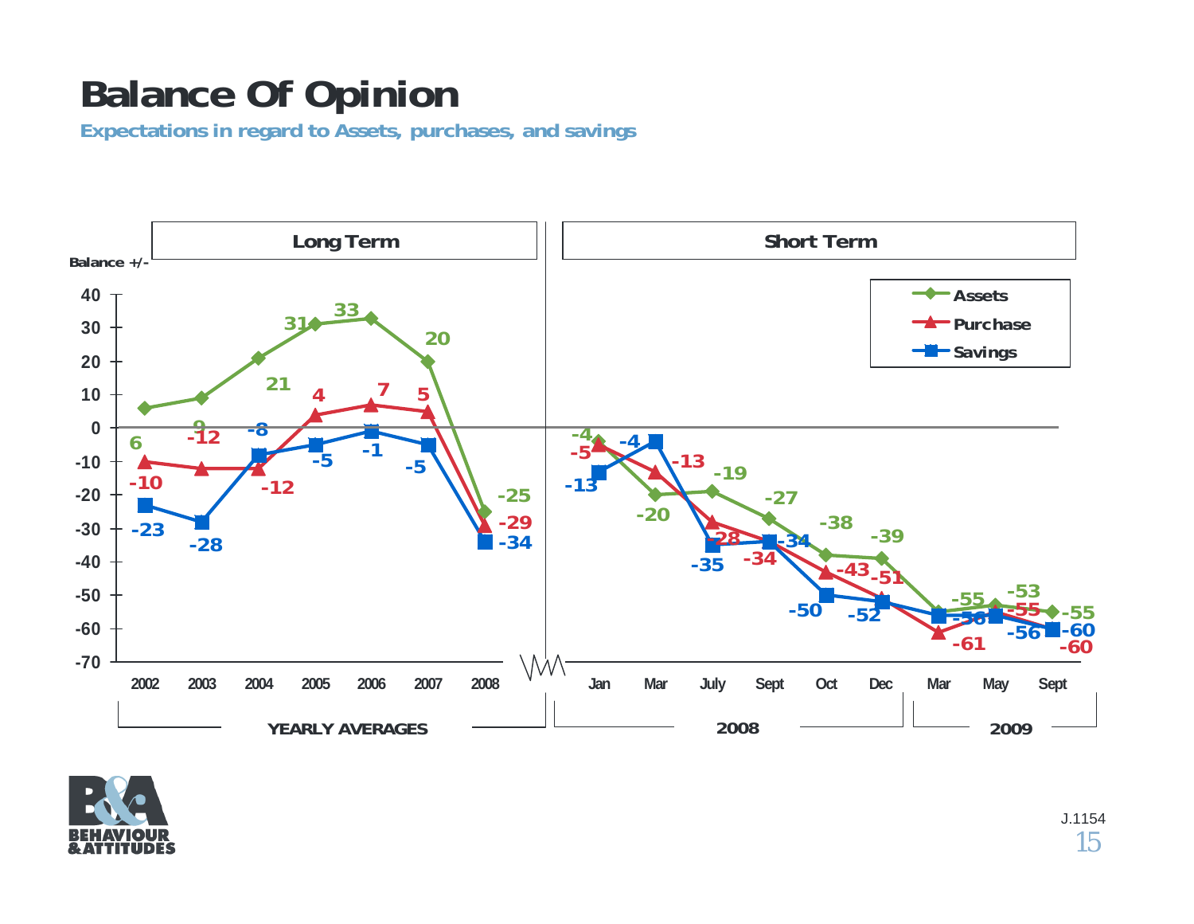# Balance Of Opinion

**Expectations in regard to Assets, purchases, and savings**

Balance +/-

| | Long Term | | | | | | | Short Term | | | | | | | | |
|---|---|---|---|---|---|---|---|---|---|---|---|---|---|---|---|---|
| | YEARLY AVERAGES | | | | | | | 2008 | | | | | | 2009 | | |
| | 2002 | 2003 | 2004 | 2005 | 2006 | 2007 | 2008 | Jan | Mar | July | Sept | Oct | Dec | Mar | May | Sept |
| Assets | 6 | 9 | 21 | 31 | 33 | 20 | -25 | -4 | -20 | -19 | -27 | -38 | -39 | -55 | -53 | -55 |
| Purchase | -10 | -12 | -12 | 4 | 7 | 5 | -29 | -5 | -13 | -28 | -34 | -43 | -51 | -61 | -55 | -60 |
| Savings | -23 | -28 | -8 | -5 | -1 | -5 | -34 | -13 | -4 | -35 | -34 | -50 | -52 | -56 | -56 | -60 |

J.1154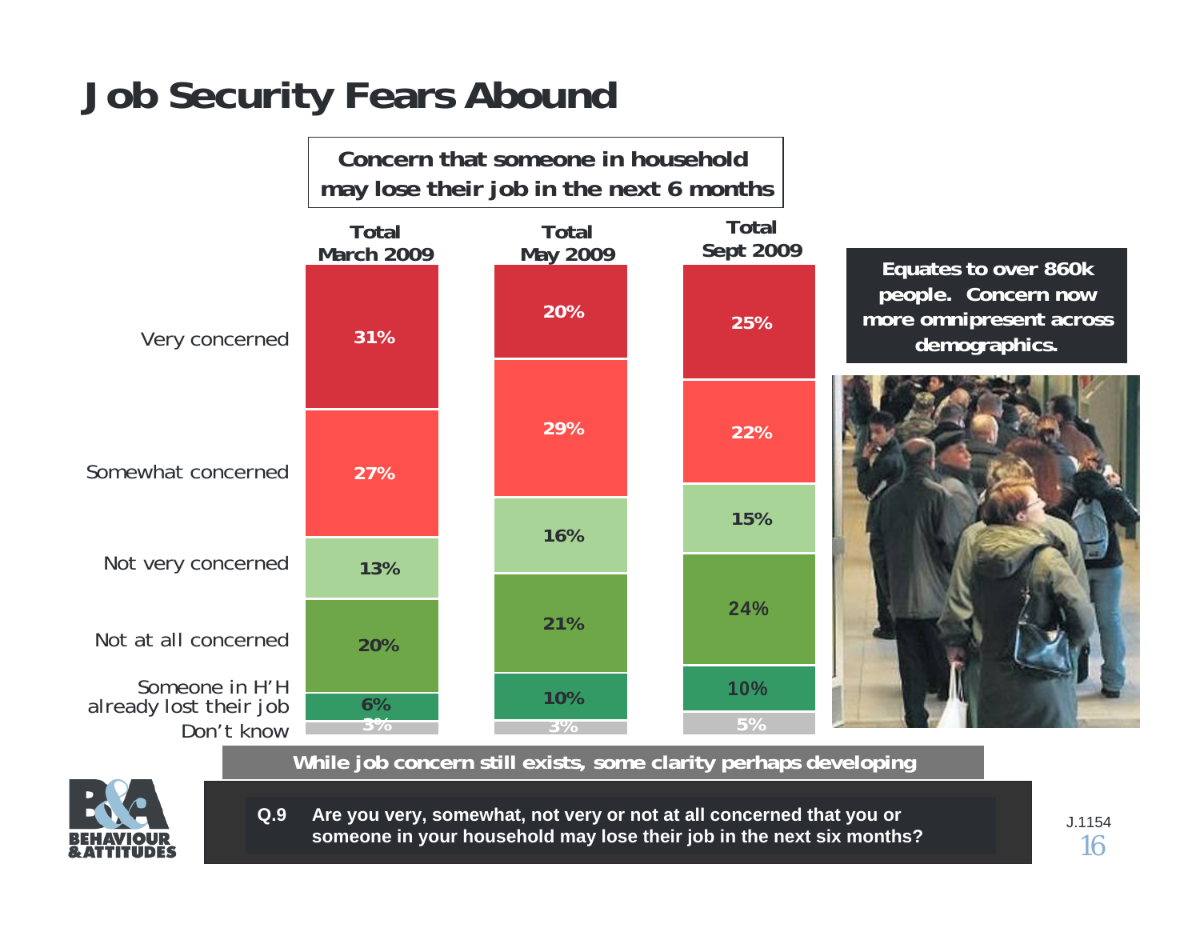# Job Security Fears Abound

**Concern that someone in household may lose their job in the next 6 months**

| | Total March 2009 | Total May 2009 | Total Sept 2009 |
|---|---|---|---|
| Very concerned | 31% | 20% | 25% |
| Somewhat concerned | 27% | 29% | 22% |
| Not very concerned | 13% | 16% | 15% |
| Not at all concerned | 20% | 21% | 24% |
| Someone in H'H already lost their job | 6% | 10% | 10% |
| Don't know | 3% | 3% | 5% |

**Equates to over 860k people. Concern now more omnipresent across demographics.**

**While job concern still exists, some clarity perhaps developing**

**Q.9 Are you very, somewhat, not very or not at all concerned that you or someone in your household may lose their job in the next six months?**

J.1154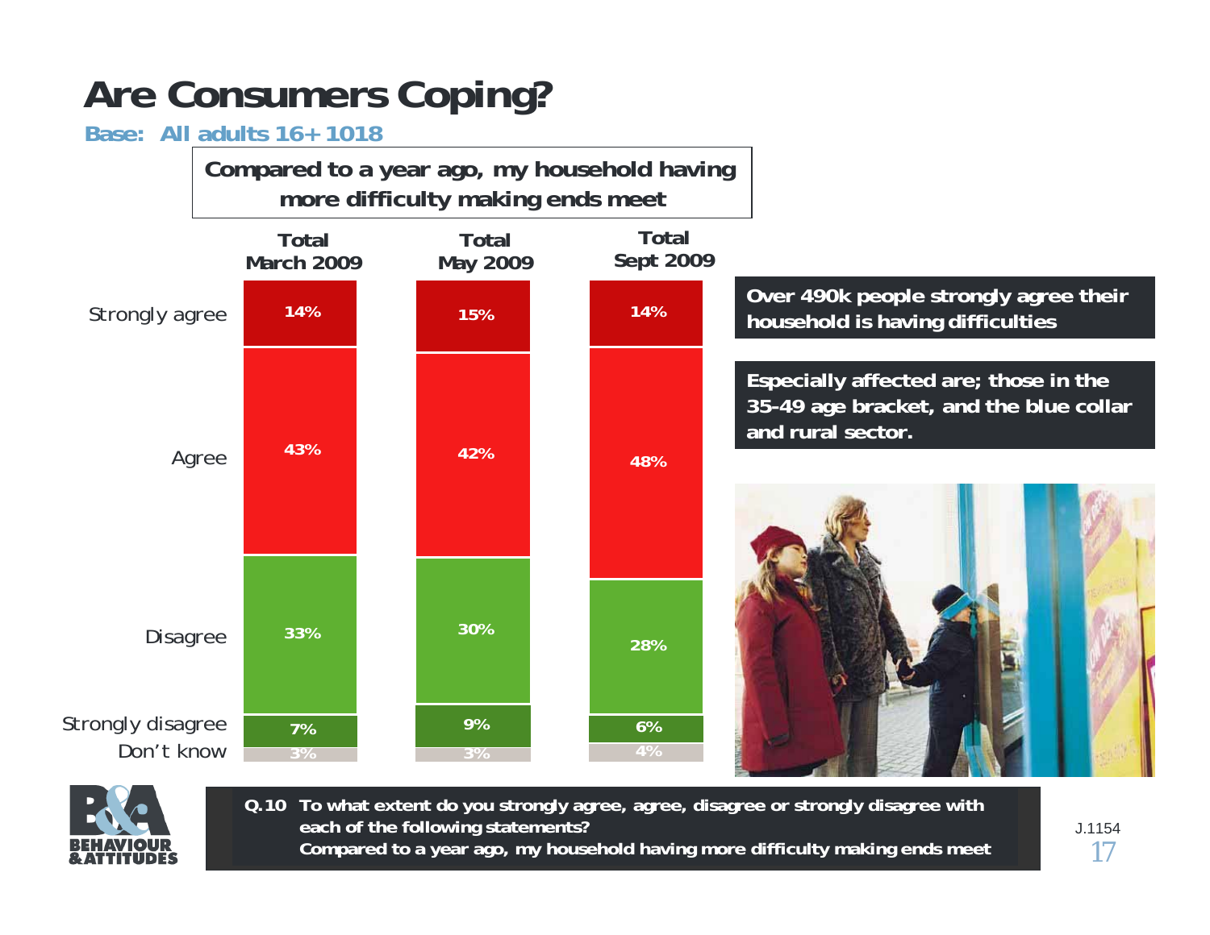# Are Consumers Coping?

**Base: All adults 16+ 1018**

**Compared to a year ago, my household having more difficulty making ends meet**

| | Total March 2009 | Total May 2009 | Total Sept 2009 |
|---|---|---|---|
| Strongly agree | 14% | 15% | 14% |
| Agree | 43% | 42% | 48% |
| Disagree | 33% | 30% | 28% |
| Strongly disagree | 7% | 9% | 6% |
| Don't know | 3% | 3% | 4% |

**Over 490k people strongly agree their household is having difficulties**

**Especially affected are; those in the 35-49 age bracket, and the blue collar and rural sector.**

**Q.10 To what extent do you strongly agree, agree, disagree or strongly disagree with each of the following statements? Compared to a year ago, my household having more difficulty making ends meet**

J.1154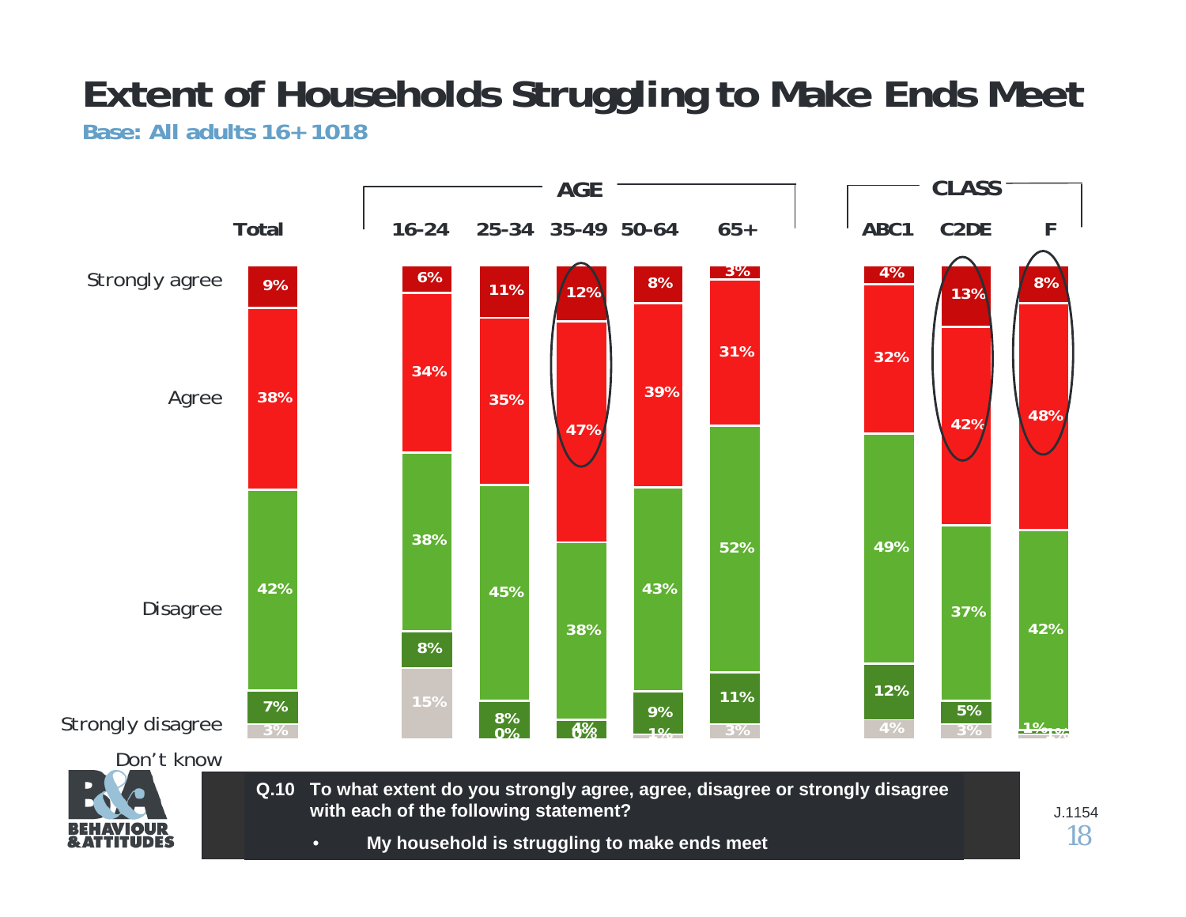# Extent of Households Struggling to Make Ends Meet

**Base: All adults 16+ 1018**

| | Total | 16-24 | 25-34 | 35-49 | 50-64 | 65+ | ABC1 | C2DE | F |
|---|---|---|---|---|---|---|---|---|---|
| Strongly agree | 9% | 6% | 11% | 12% | 8% | 3% | 4% | 13% | 8% |
| Agree | 38% | 34% | 35% | 47% | 39% | 31% | 32% | 42% | 48% |
| Disagree | 42% | 38% | 45% | 38% | 43% | 52% | 49% | 37% | 42% |
| Strongly disagree | 7% | 8% | 8% | 4% | 9% | 11% | 12% | 5% | 1% |
| Don't know | 3% | 15% | 0% | 0% | 1% | 3% | 4% | 3% | 1% |

AGE: 16-24, 25-34, 35-49, 50-64, 65+ | CLASS: ABC1, C2DE, F

**Q.10 To what extent do you strongly agree, agree, disagree or strongly disagree with each of the following statement?**

- **My household is struggling to make ends meet**

J.1154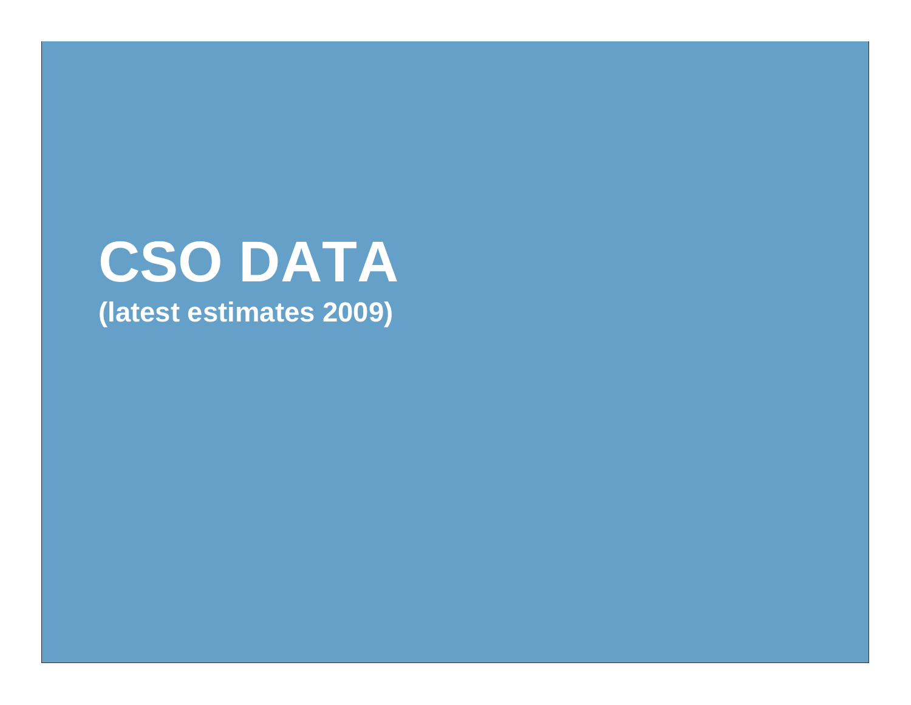# CSO DATA

**(latest estimates 2009)**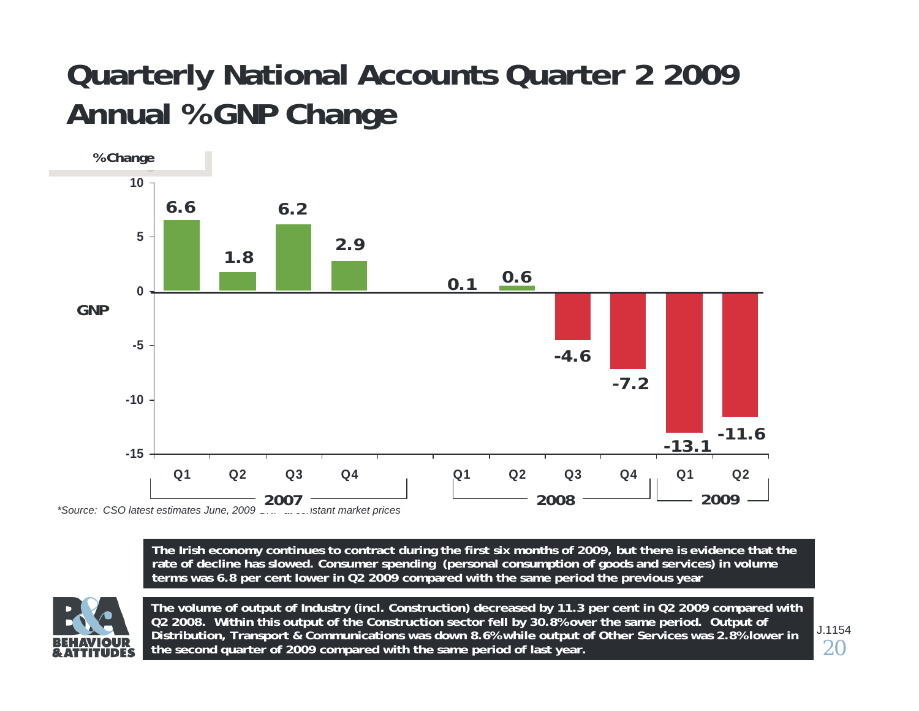# Quarterly National Accounts Quarter 2 2009
# Annual %GNP Change

| Year | Quarter | GNP % Change |
|---|---|---|
| 2007 | Q1 | 6.6 |
| 2007 | Q2 | 1.8 |
| 2007 | Q3 | 6.2 |
| 2007 | Q4 | 2.9 |
| 2008 | Q1 | 0.1 |
| 2008 | Q2 | 0.6 |
| 2008 | Q3 | -4.6 |
| 2008 | Q4 | -7.2 |
| 2009 | Q1 | -13.1 |
| 2009 | Q2 | -11.6 |

*\*Source: CSO latest estimates June, 2009 GNP at constant market prices*

**The Irish economy continues to contract during the first six months of 2009, but there is evidence that the rate of decline has slowed. Consumer spending (personal consumption of goods and services) in volume terms was 6.8 per cent lower in Q2 2009 compared with the same period the previous year**

**The volume of output of Industry (incl. Construction) decreased by 11.3 per cent in Q2 2009 compared with Q2 2008. Within this output of the Construction sector fell by 30.8% over the same period. Output of Distribution, Transport & Communications was down 8.6% while output of Other Services was 2.8% lower in the second quarter of 2009 compared with the same period of last year.**

BEHAVIOUR & ATTITUDES

J.1154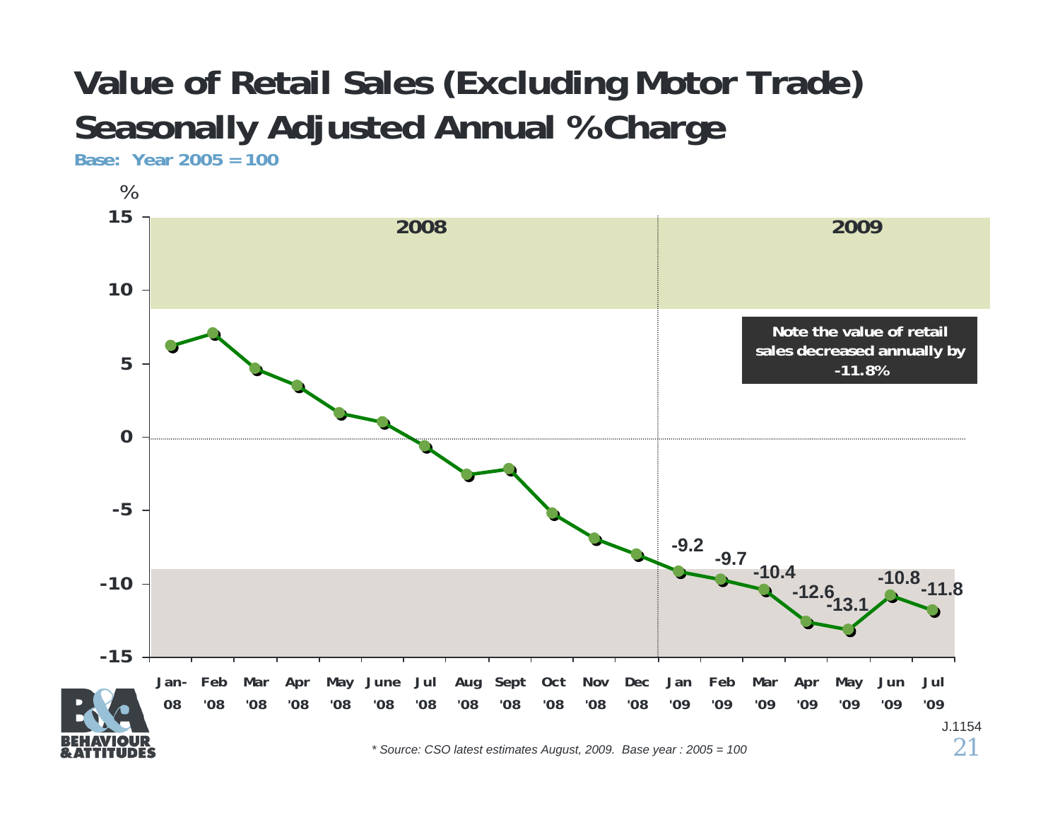# Value of Retail Sales (Excluding Motor Trade) Seasonally Adjusted Annual % Charge

**Base: Year 2005 = 100**

%

| | 2008 | | | | | | | | | | | | 2009 | | | | | | |
|---|---|---|---|---|---|---|---|---|---|---|---|---|---|---|---|---|---|---|---|
| Month | Jan-08 | Feb '08 | Mar '08 | Apr '08 | May '08 | June '08 | Jul '08 | Aug '08 | Sept '08 | Oct '08 | Nov '08 | Dec '08 | Jan '09 | Feb '09 | Mar '09 | Apr '09 | May '09 | Jun '09 | Jul '09 |
| % | | | | | | | | | | | | | -9.2 | -9.7 | -10.4 | -12.6 | -13.1 | -10.8 | -11.8 |

**Note the value of retail sales decreased annually by -11.8%**

J.1154

*\* Source: CSO latest estimates August, 2009. Base year : 2005 = 100*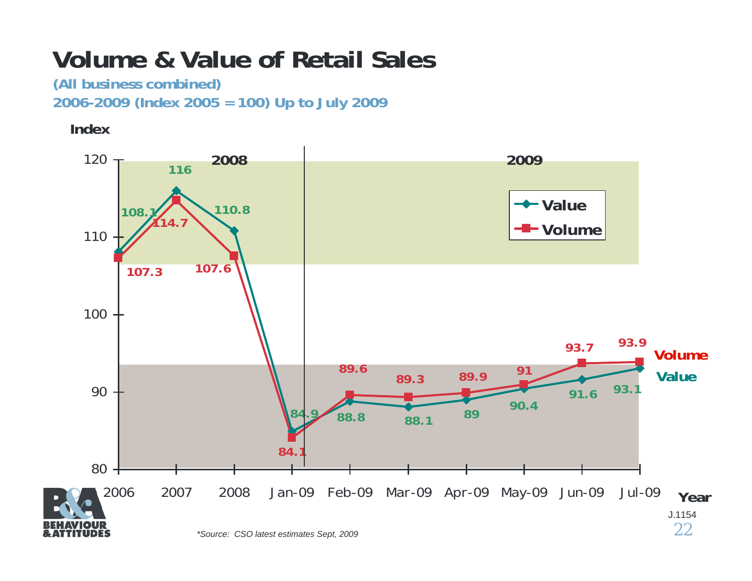# Volume & Value of Retail Sales

**(All business combined)**

**2006-2009 (Index 2005 = 100) Up to July 2009**

| Year | Value | Volume |
|---|---|---|
| 2006 | 108.1 | 107.3 |
| 2007 | 116 | 114.7 |
| 2008 | 110.8 | 107.6 |
| Jan-09 | 84.9 | 84.1 |
| Feb-09 | 88.8 | 89.6 |
| Mar-09 | 88.1 | 89.3 |
| Apr-09 | 89 | 89.9 |
| May-09 | 90.4 | 91 |
| Jun-09 | 91.6 | 93.7 |
| Jul-09 | 93.1 | 93.9 |

*\*Source: CSO latest estimates Sept, 2009*

J.1154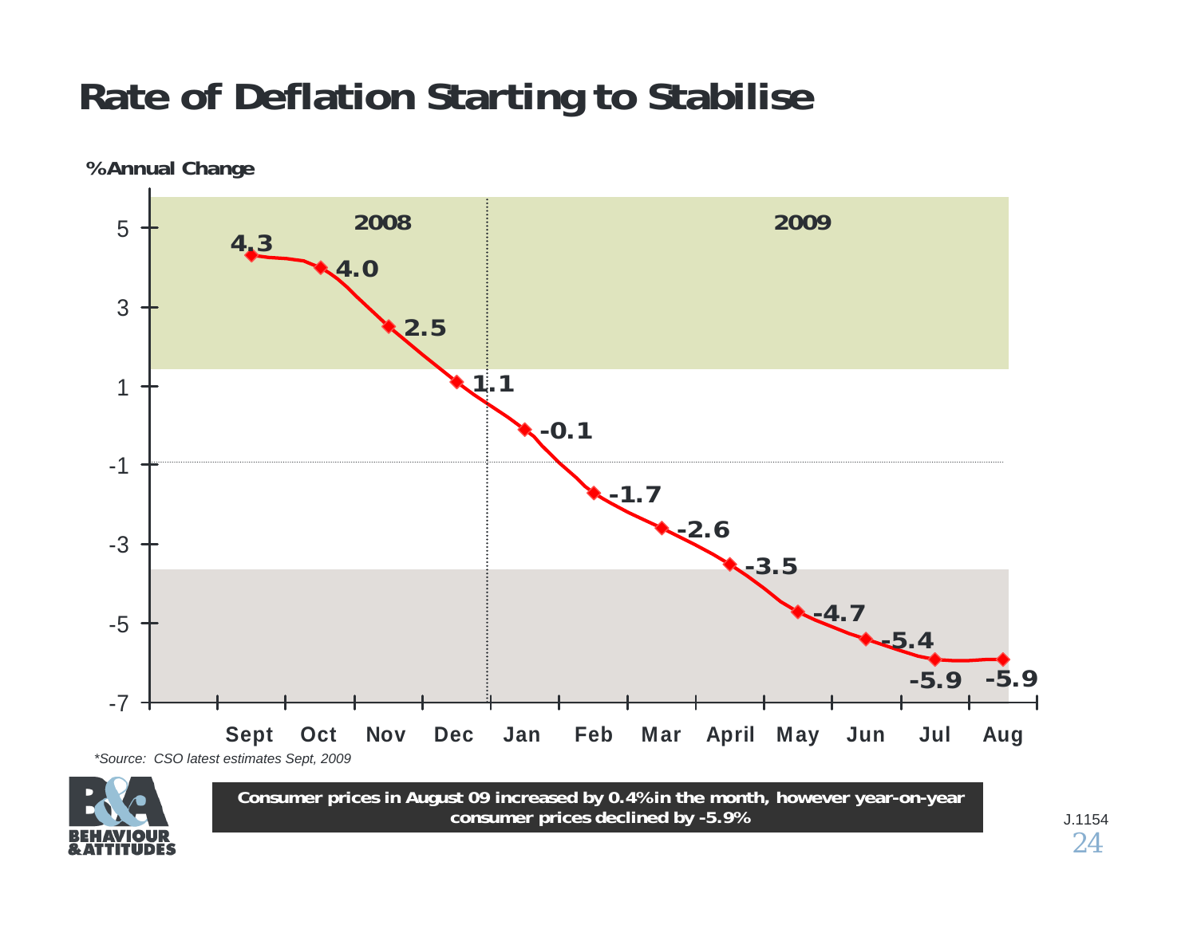# Rate of Deflation Starting to Stabilise

%Annual Change

| | 2008 | | | | 2009 | | | | | | | |
|---|---|---|---|---|---|---|---|---|---|---|---|---|
| Month | Sept | Oct | Nov | Dec | Jan | Feb | Mar | April | May | Jun | Jul | Aug |
| % Annual Change | 4.3 | 4.0 | 2.5 | 1.1 | -0.1 | -1.7 | -2.6 | -3.5 | -4.7 | -5.4 | -5.9 | -5.9 |

*\*Source: CSO latest estimates Sept, 2009*

**Consumer prices in August 09 increased by 0.4% in the month, however year-on-year consumer prices declined by -5.9%**

J.1154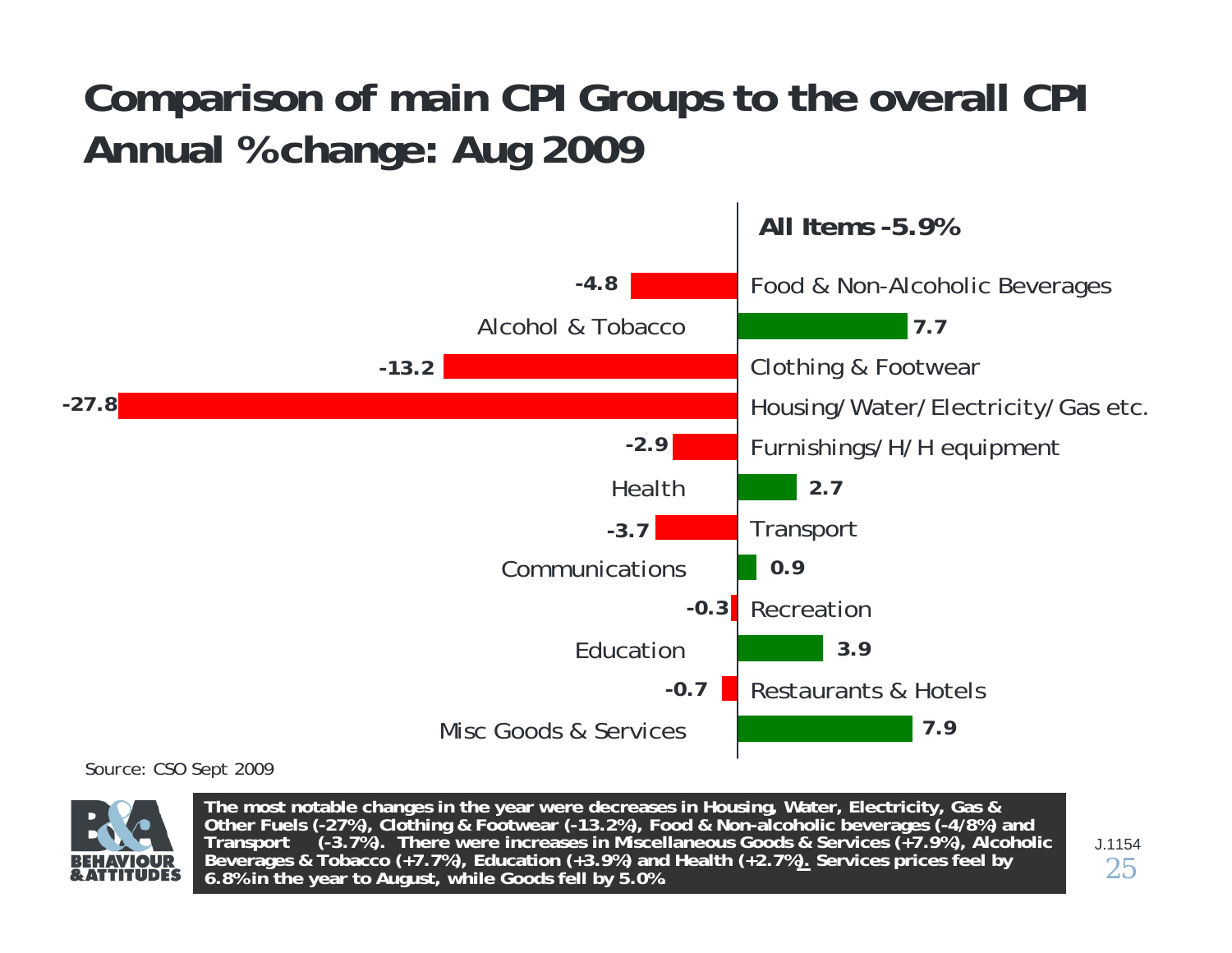# Comparison of main CPI Groups to the overall CPI Annual % change: Aug 2009

**All Items -5.9%**

| CPI Group | Annual % change |
|---|---|
| Food & Non-Alcoholic Beverages | -4.8 |
| Alcohol & Tobacco | 7.7 |
| Clothing & Footwear | -13.2 |
| Housing/Water/Electricity/Gas etc. | -27.8 |
| Furnishings/H/H equipment | -2.9 |
| Health | 2.7 |
| Transport | -3.7 |
| Communications | 0.9 |
| Recreation | -0.3 |
| Education | 3.9 |
| Restaurants & Hotels | -0.7 |
| Misc Goods & Services | 7.9 |

Source: CSO Sept 2009

**The most notable changes in the year were decreases in Housing, Water, Electricity, Gas & Other Fuels (-27%), Clothing & Footwear (-13.2%), Food & Non-alcoholic beverages (-4/8%) and Transport (-3.7%). There were increases in Miscellaneous Goods & Services (+7.9%), Alcoholic Beverages & Tobacco (+7.7%), Education (+3.9%) and Health (+2.7%). Services prices feel by 6.8% in the year to August, while Goods fell by 5.0%**

J.1154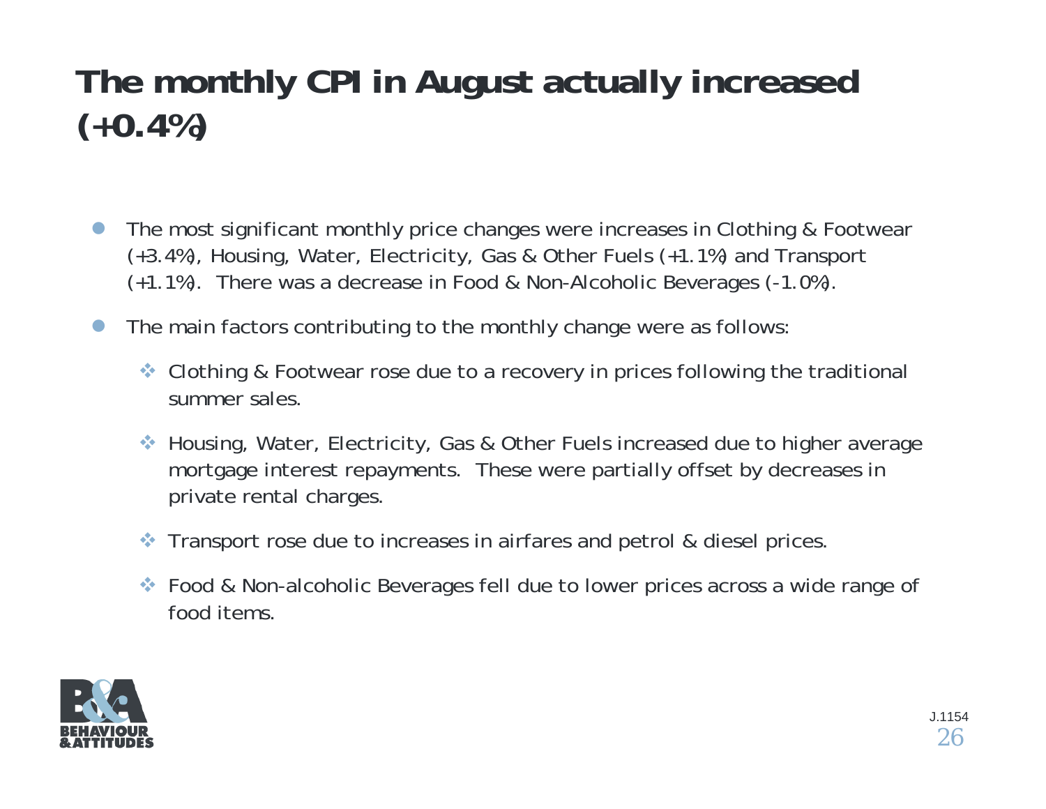# The monthly CPI in August actually increased (+0.4%)

- The most significant monthly price changes were increases in Clothing & Footwear (+3.4%), Housing, Water, Electricity, Gas & Other Fuels (+1.1%) and Transport (+1.1%). There was a decrease in Food & Non-Alcoholic Beverages (-1.0%).
- The main factors contributing to the monthly change were as follows:
  - Clothing & Footwear rose due to a recovery in prices following the traditional summer sales.
  - Housing, Water, Electricity, Gas & Other Fuels increased due to higher average mortgage interest repayments. These were partially offset by decreases in private rental charges.
  - Transport rose due to increases in airfares and petrol & diesel prices.
  - Food & Non-alcoholic Beverages fell due to lower prices across a wide range of food items.

J.1154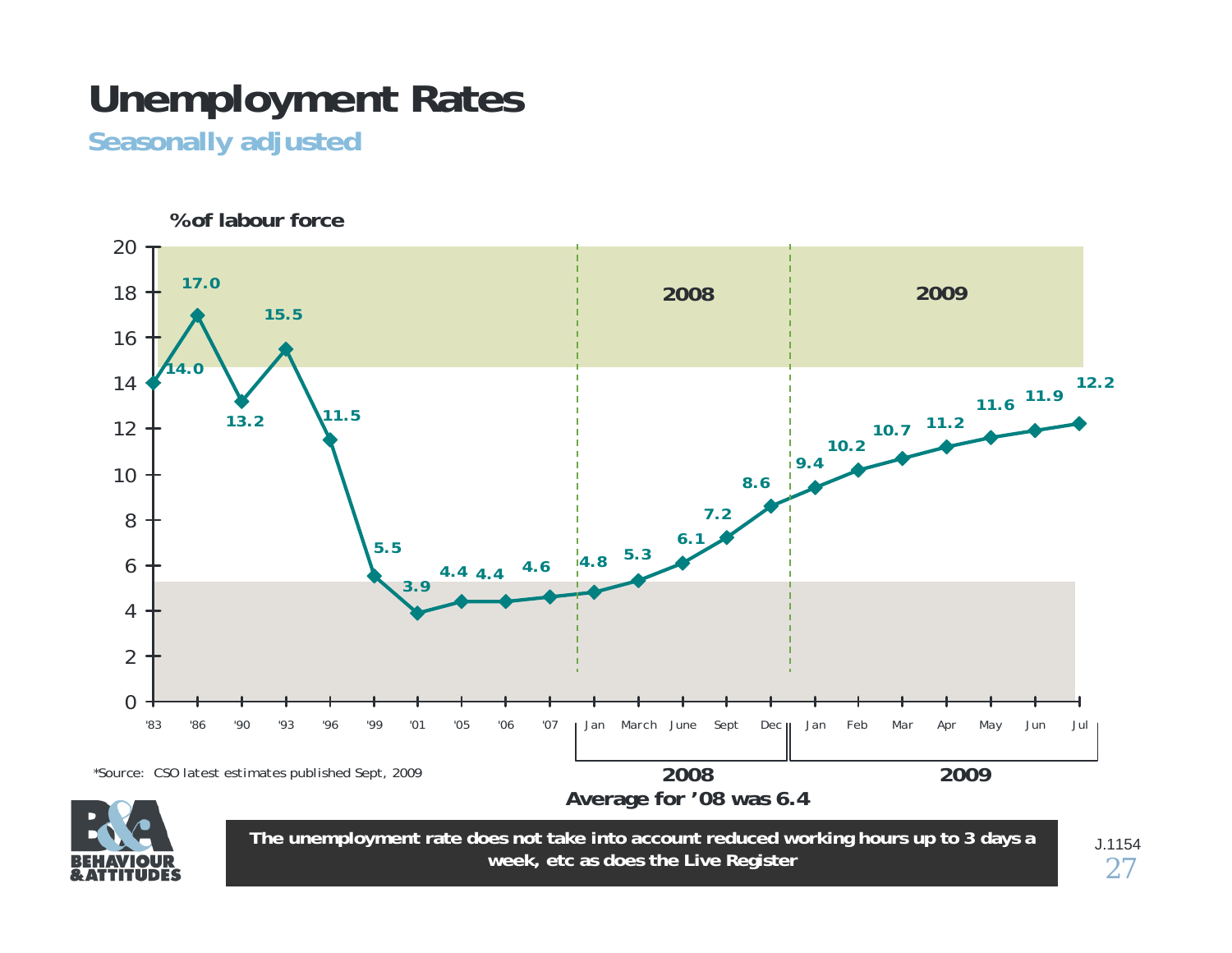# Unemployment Rates

## Seasonally adjusted

% of labour force

| Period | % |
|---|---|
| '83 | 14.0 |
| '86 | 17.0 |
| '90 | 13.2 |
| '93 | 15.5 |
| '96 | 11.5 |
| '99 | 5.5 |
| '01 | 3.9 |
| '05 | 4.4 |
| '06 | 4.4 |
| '07 | 4.6 |
| 2008 Jan | 4.8 |
| 2008 March | 5.3 |
| 2008 June | 6.1 |
| 2008 Sept | 7.2 |
| 2008 Dec | 8.6 |
| 2009 Jan | 9.4 |
| 2009 Feb | 10.2 |
| 2009 Mar | 10.7 |
| 2009 Apr | 11.2 |
| 2009 May | 11.6 |
| 2009 Jun | 11.9 |
| 2009 Jul | 12.2 |

*Source: CSO latest estimates published Sept, 2009

**Average for '08 was 6.4**

**The unemployment rate does not take into account reduced working hours up to 3 days a week, etc as does the Live Register**

J.1154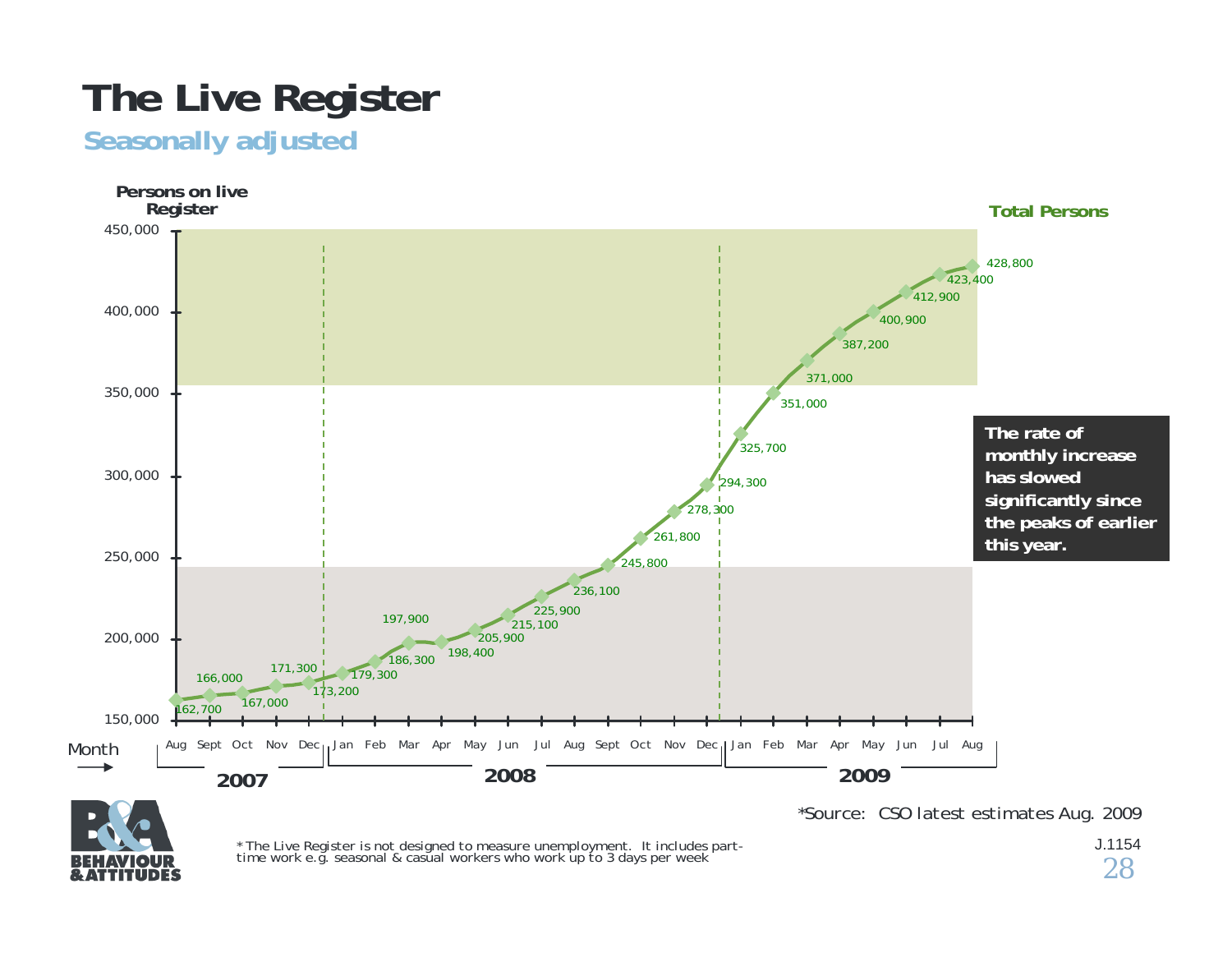# The Live Register

## Seasonally adjusted

Persons on live Register

**Total Persons**

| Year | Month | Persons |
|---|---|---|
| 2007 | Aug | 162,700 |
| 2007 | Sept | 166,000 |
| 2007 | Oct | 167,000 |
| 2007 | Nov | 171,300 |
| 2007 | Dec | 173,200 |
| 2008 | Jan | 179,300 |
| 2008 | Feb | 186,300 |
| 2008 | Mar | 197,900 |
| 2008 | Apr | 198,400 |
| 2008 | May | 205,900 |
| 2008 | Jun | 215,100 |
| 2008 | Jul | 225,900 |
| 2008 | Aug | 236,100 |
| 2008 | Sept | 245,800 |
| 2008 | Oct | 261,800 |
| 2008 | Nov | 278,300 |
| 2008 | Dec | 294,300 |
| 2009 | Jan | 325,700 |
| 2009 | Feb | 351,000 |
| 2009 | Mar | 371,000 |
| 2009 | Apr | 387,200 |
| 2009 | May | 400,900 |
| 2009 | Jun | 412,900 |
| 2009 | Jul | 423,400 |
| 2009 | Aug | 428,800 |

**The rate of monthly increase has slowed significantly since the peaks of earlier this year.**

*Source: CSO latest estimates Aug. 2009

* The Live Register is not designed to measure unemployment. It includes part-time work e.g. seasonal & casual workers who work up to 3 days per week

BEHAVIOUR & ATTITUDES

J.1154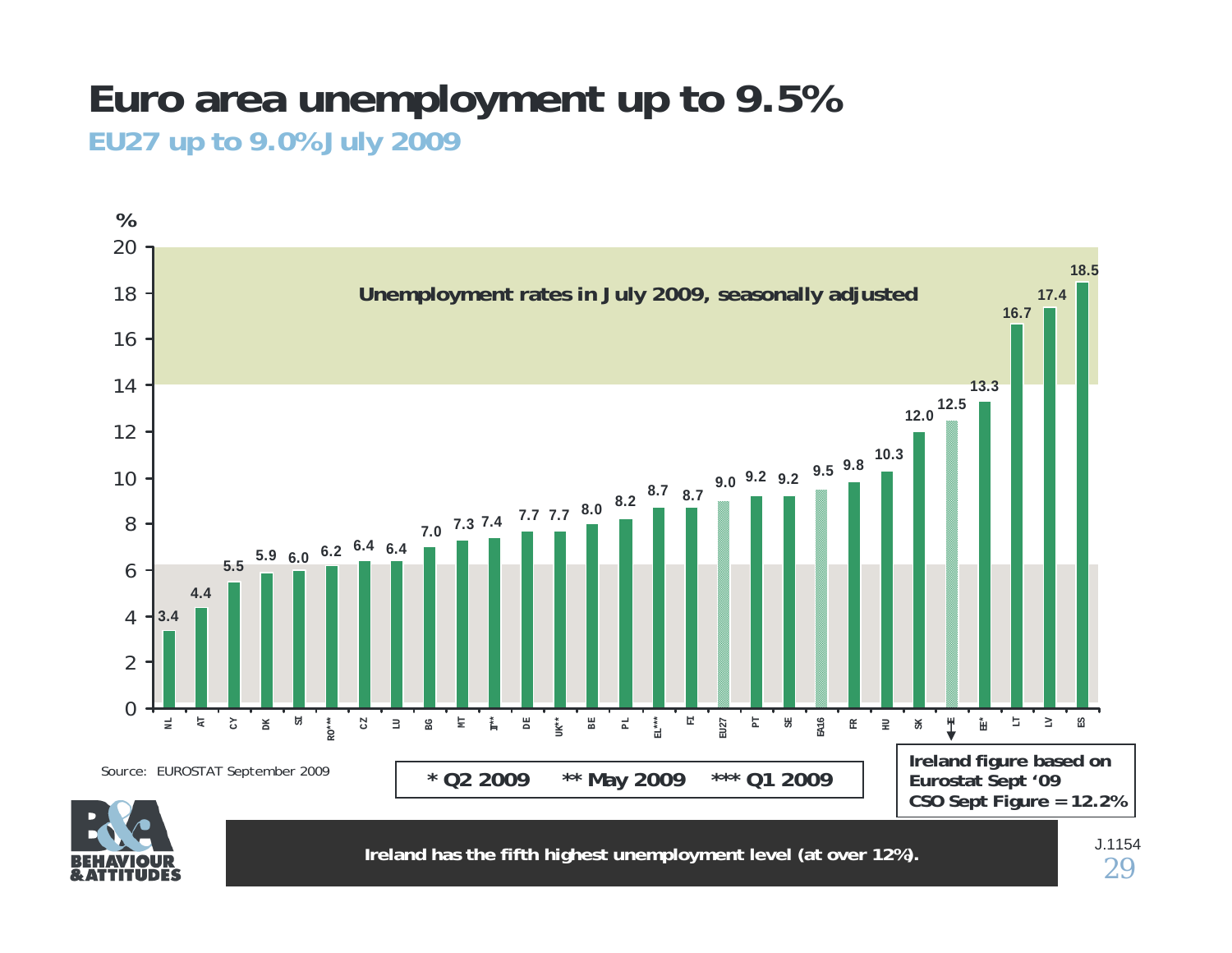# Euro area unemployment up to 9.5%

## EU27 up to 9.0% July 2009

**Unemployment rates in July 2009, seasonally adjusted**

| Country | % |
|---|---|
| NL | 3.4 |
| AT | 4.4 |
| CY | 5.5 |
| DK | 5.9 |
| SI | 6.0 |
| RO*** | 6.2 |
| CZ | 6.4 |
| LU | 6.4 |
| BG | 7.0 |
| MT | 7.3 |
| IT** | 7.4 |
| DE | 7.7 |
| UK** | 7.7 |
| BE | 8.0 |
| PL | 8.2 |
| EL*** | 8.7 |
| FI | 8.7 |
| EU27 | 9.0 |
| PT | 9.2 |
| SE | 9.2 |
| EA16 | 9.5 |
| FR | 9.8 |
| HU | 10.3 |
| SK | 12.0 |
| IE | 12.5 |
| EE* | 13.3 |
| LT | 16.7 |
| LV | 17.4 |
| ES | 18.5 |

Source: EUROSTAT September 2009

**\* Q2 2009  \*\* May 2009  \*\*\* Q1 2009**

**Ireland figure based on Eurostat Sept '09**
**CSO Sept Figure = 12.2%**

**Ireland has the fifth highest unemployment level (at over 12%).**

J.1154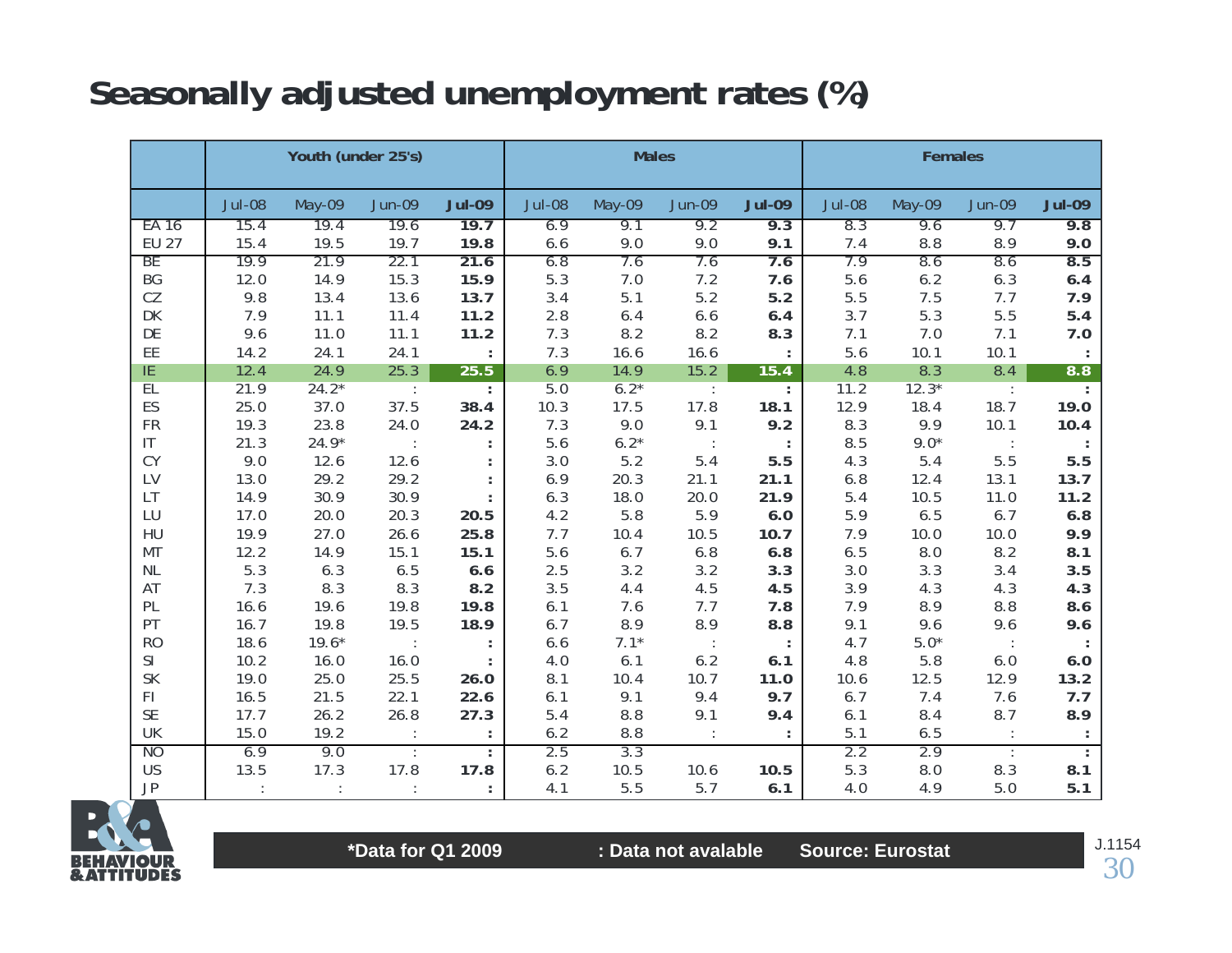# Seasonally adjusted unemployment rates (%)

| | Youth (under 25's) | | | | Males | | | | Females | | | |
|---|---|---|---|---|---|---|---|---|---|---|---|---|
| | Jul-08 | May-09 | Jun-09 | **Jul-09** | Jul-08 | May-09 | Jun-09 | **Jul-09** | Jul-08 | May-09 | Jun-09 | **Jul-09** |
| EA 16 | 15.4 | 19.4 | 19.6 | **19.7** | 6.9 | 9.1 | 9.2 | **9.3** | 8.3 | 9.6 | 9.7 | **9.8** |
| EU 27 | 15.4 | 19.5 | 19.7 | **19.8** | 6.6 | 9.0 | 9.0 | **9.1** | 7.4 | 8.8 | 8.9 | **9.0** |
| BE | 19.9 | 21.9 | 22.1 | **21.6** | 6.8 | 7.6 | 7.6 | **7.6** | 7.9 | 8.6 | 8.6 | **8.5** |
| BG | 12.0 | 14.9 | 15.3 | **15.9** | 5.3 | 7.0 | 7.2 | **7.6** | 5.6 | 6.2 | 6.3 | **6.4** |
| CZ | 9.8 | 13.4 | 13.6 | **13.7** | 3.4 | 5.1 | 5.2 | **5.2** | 5.5 | 7.5 | 7.7 | **7.9** |
| DK | 7.9 | 11.1 | 11.4 | **11.2** | 2.8 | 6.4 | 6.6 | **6.4** | 3.7 | 5.3 | 5.5 | **5.4** |
| DE | 9.6 | 11.0 | 11.1 | **11.2** | 7.3 | 8.2 | 8.2 | **8.3** | 7.1 | 7.0 | 7.1 | **7.0** |
| EE | 14.2 | 24.1 | 24.1 | **:** | 7.3 | 16.6 | 16.6 | **:** | 5.6 | 10.1 | 10.1 | **:** |
| IE | 12.4 | 24.9 | 25.3 | **25.5** | 6.9 | 14.9 | 15.2 | **15.4** | 4.8 | 8.3 | 8.4 | **8.8** |
| EL | 21.9 | 24.2* | : | **:** | 5.0 | 6.2* | : | **:** | 11.2 | 12.3* | : | **:** |
| ES | 25.0 | 37.0 | 37.5 | **38.4** | 10.3 | 17.5 | 17.8 | **18.1** | 12.9 | 18.4 | 18.7 | **19.0** |
| FR | 19.3 | 23.8 | 24.0 | **24.2** | 7.3 | 9.0 | 9.1 | **9.2** | 8.3 | 9.9 | 10.1 | **10.4** |
| IT | 21.3 | 24.9* | : | **:** | 5.6 | 6.2* | : | **:** | 8.5 | 9.0* | : | **:** |
| CY | 9.0 | 12.6 | 12.6 | **:** | 3.0 | 5.2 | 5.4 | **5.5** | 4.3 | 5.4 | 5.5 | **5.5** |
| LV | 13.0 | 29.2 | 29.2 | **:** | 6.9 | 20.3 | 21.1 | **21.1** | 6.8 | 12.4 | 13.1 | **13.7** |
| LT | 14.9 | 30.9 | 30.9 | **:** | 6.3 | 18.0 | 20.0 | **21.9** | 5.4 | 10.5 | 11.0 | **11.2** |
| LU | 17.0 | 20.0 | 20.3 | **20.5** | 4.2 | 5.8 | 5.9 | **6.0** | 5.9 | 6.5 | 6.7 | **6.8** |
| HU | 19.9 | 27.0 | 26.6 | **25.8** | 7.7 | 10.4 | 10.5 | **10.7** | 7.9 | 10.0 | 10.0 | **9.9** |
| MT | 12.2 | 14.9 | 15.1 | **15.1** | 5.6 | 6.7 | 6.8 | **6.8** | 6.5 | 8.0 | 8.2 | **8.1** |
| NL | 5.3 | 6.3 | 6.5 | **6.6** | 2.5 | 3.2 | 3.2 | **3.3** | 3.0 | 3.3 | 3.4 | **3.5** |
| AT | 7.3 | 8.3 | 8.3 | **8.2** | 3.5 | 4.4 | 4.5 | **4.5** | 3.9 | 4.3 | 4.3 | **4.3** |
| PL | 16.6 | 19.6 | 19.8 | **19.8** | 6.1 | 7.6 | 7.7 | **7.8** | 7.9 | 8.9 | 8.8 | **8.6** |
| PT | 16.7 | 19.8 | 19.5 | **18.9** | 6.7 | 8.9 | 8.9 | **8.8** | 9.1 | 9.6 | 9.6 | **9.6** |
| RO | 18.6 | 19.6* | : | **:** | 6.6 | 7.1* | : | **:** | 4.7 | 5.0* | : | **:** |
| SI | 10.2 | 16.0 | 16.0 | **:** | 4.0 | 6.1 | 6.2 | **6.1** | 4.8 | 5.8 | 6.0 | **6.0** |
| SK | 19.0 | 25.0 | 25.5 | **26.0** | 8.1 | 10.4 | 10.7 | **11.0** | 10.6 | 12.5 | 12.9 | **13.2** |
| FI | 16.5 | 21.5 | 22.1 | **22.6** | 6.1 | 9.1 | 9.4 | **9.7** | 6.7 | 7.4 | 7.6 | **7.7** |
| SE | 17.7 | 26.2 | 26.8 | **27.3** | 5.4 | 8.8 | 9.1 | **9.4** | 6.1 | 8.4 | 8.7 | **8.9** |
| UK | 15.0 | 19.2 | : | **:** | 6.2 | 8.8 | : | **:** | 5.1 | 6.5 | : | **:** |
| NO | 6.9 | 9.0 | : | **:** | 2.5 | 3.3 | | | 2.2 | 2.9 | : | **:** |
| US | 13.5 | 17.3 | 17.8 | **17.8** | 6.2 | 10.5 | 10.6 | **10.5** | 5.3 | 8.0 | 8.3 | **8.1** |
| JP | : | : | : | **:** | 4.1 | 5.5 | 5.7 | **6.1** | 4.0 | 4.9 | 5.0 | **5.1** |

**\*Data for Q1 2009** **: Data not avalable** **Source: Eurostat**

J.1154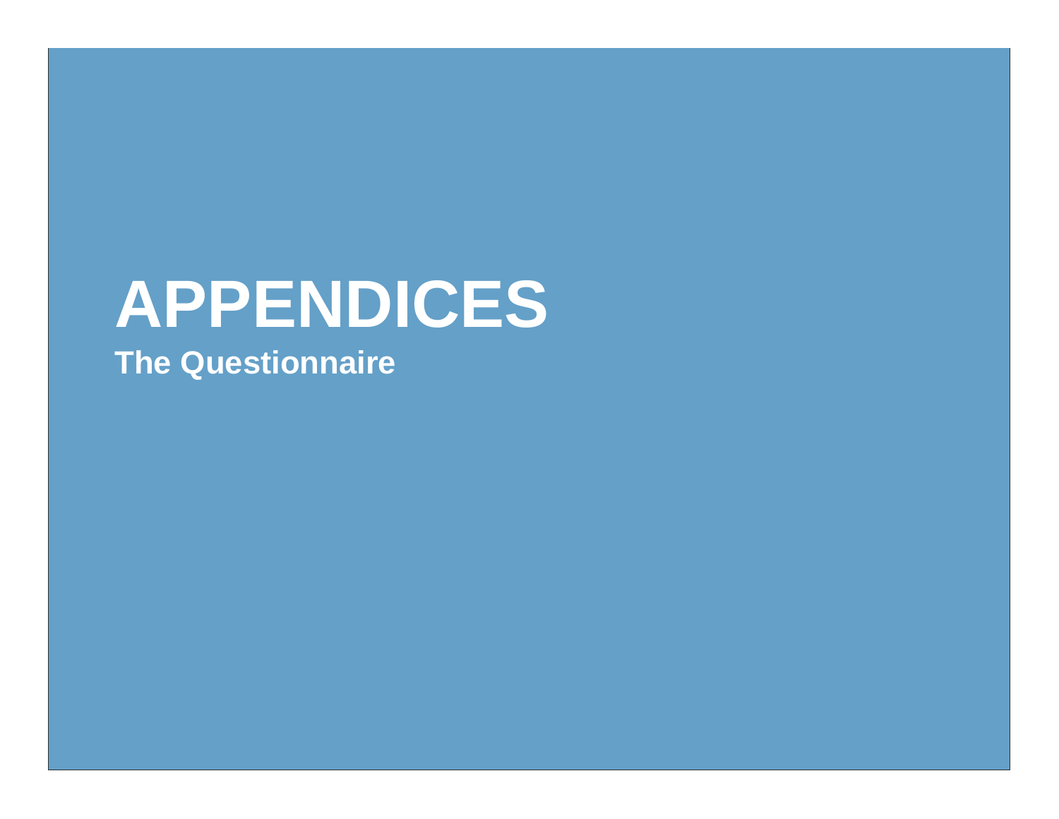# APPENDICES

**The Questionnaire**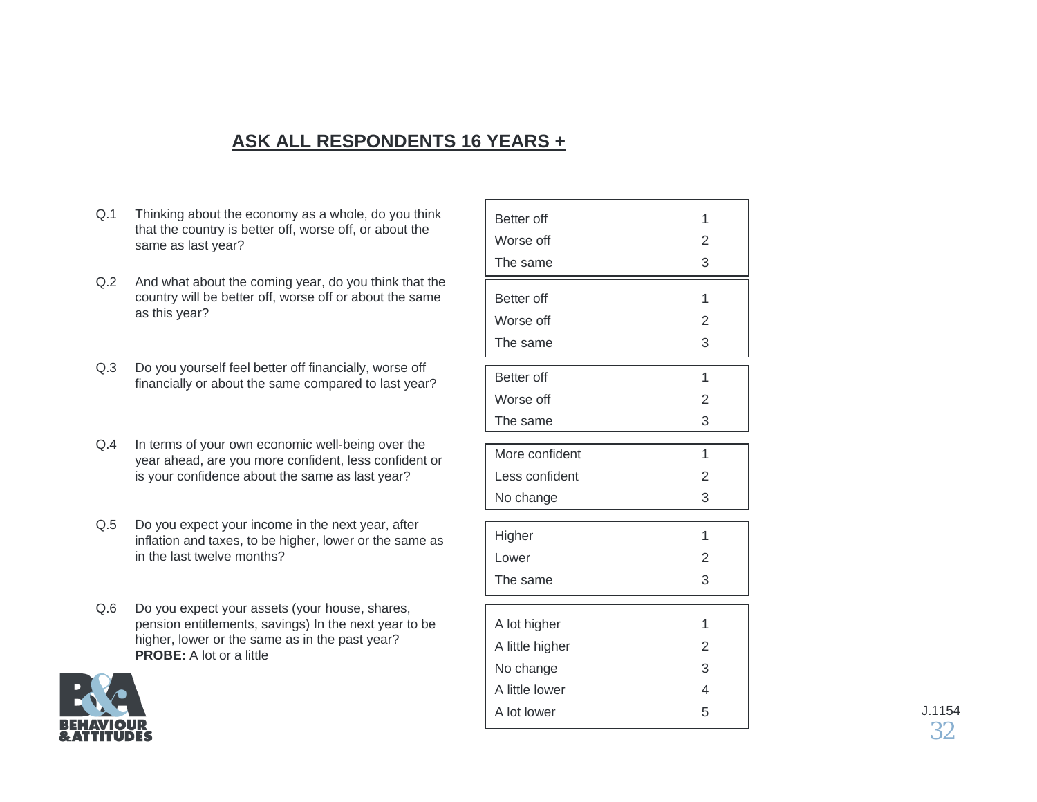## ASK ALL RESPONDENTS 16 YEARS +

**Q.1** Thinking about the economy as a whole, do you think that the country is better off, worse off, or about the same as last year?

| | |
|---|---|
| Better off | 1 |
| Worse off | 2 |
| The same | 3 |

**Q.2** And what about the coming year, do you think that the country will be better off, worse off or about the same as this year?

| | |
|---|---|
| Better off | 1 |
| Worse off | 2 |
| The same | 3 |

**Q.3** Do you yourself feel better off financially, worse off financially or about the same compared to last year?

| | |
|---|---|
| Better off | 1 |
| Worse off | 2 |
| The same | 3 |

**Q.4** In terms of your own economic well-being over the year ahead, are you more confident, less confident or is your confidence about the same as last year?

| | |
|---|---|
| More confident | 1 |
| Less confident | 2 |
| No change | 3 |

**Q.5** Do you expect your income in the next year, after inflation and taxes, to be higher, lower or the same as in the last twelve months?

| | |
|---|---|
| Higher | 1 |
| Lower | 2 |
| The same | 3 |

**Q.6** Do you expect your assets (your house, shares, pension entitlements, savings) In the next year to be higher, lower or the same as in the past year? **PROBE:** A lot or a little

| | |
|---|---|
| A lot higher | 1 |
| A little higher | 2 |
| No change | 3 |
| A little lower | 4 |
| A lot lower | 5 |

J.1154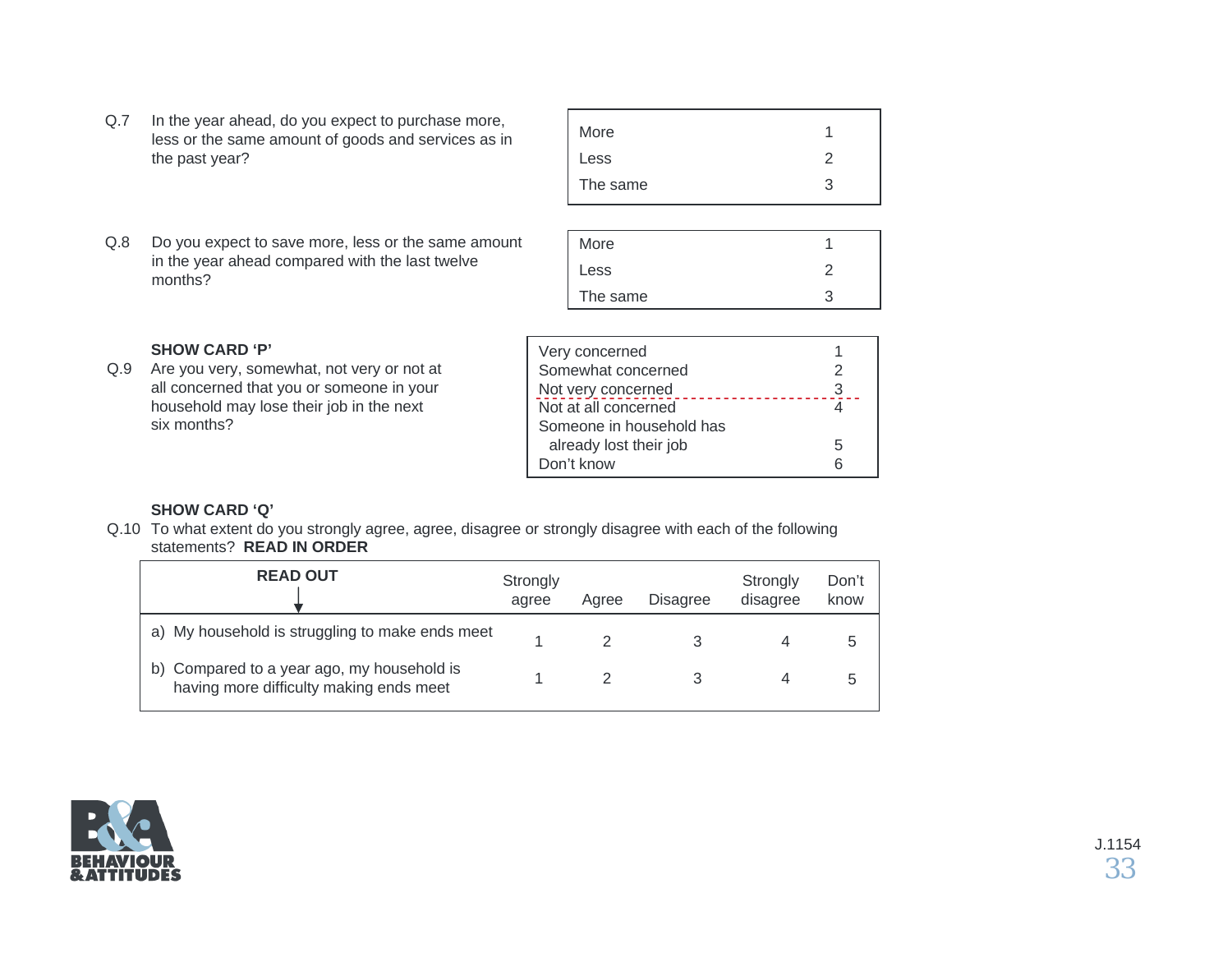Q.7 In the year ahead, do you expect to purchase more, less or the same amount of goods and services as in the past year?

| | |
|---|---|
| More | 1 |
| Less | 2 |
| The same | 3 |

Q.8 Do you expect to save more, less or the same amount in the year ahead compared with the last twelve months?

| | |
|---|---|
| More | 1 |
| Less | 2 |
| The same | 3 |

**SHOW CARD 'P'**

Q.9 Are you very, somewhat, not very or not at all concerned that you or someone in your household may lose their job in the next six months?

| | |
|---|---|
| Very concerned | 1 |
| Somewhat concerned | 2 |
| Not very concerned | 3 |
| Not at all concerned | 4 |
| Someone in household has already lost their job | 5 |
| Don't know | 6 |

**SHOW CARD 'Q'**

Q.10 To what extent do you strongly agree, agree, disagree or strongly disagree with each of the following statements? **READ IN ORDER**

| **READ OUT** ↓ | Strongly agree | Agree | Disagree | Strongly disagree | Don't know |
|---|---|---|---|---|---|
| a) My household is struggling to make ends meet | 1 | 2 | 3 | 4 | 5 |
| b) Compared to a year ago, my household is having more difficulty making ends meet | 1 | 2 | 3 | 4 | 5 |

J.1154